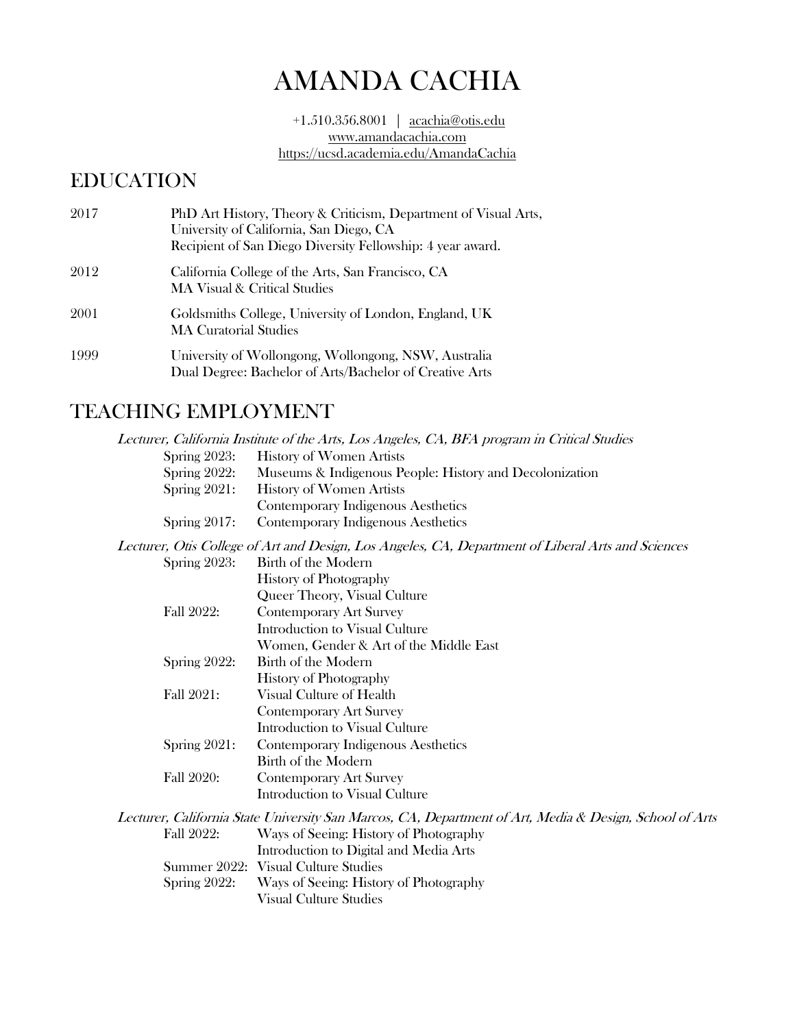# AMANDA CACHIA

+1.510.356.8001 | acachia@otis.edu
www.amandacachia.com
https://ucsd.academia.edu/AmandaCachia

## EDUCATION

2017 PhD Art History, Theory & Criticism, Department of Visual Arts, University of California, San Diego, CA
Recipient of San Diego Diversity Fellowship: 4 year award.

2012 California College of the Arts, San Francisco, CA
MA Visual & Critical Studies

2001 Goldsmiths College, University of London, England, UK
MA Curatorial Studies

1999 University of Wollongong, Wollongong, NSW, Australia
Dual Degree: Bachelor of Arts/Bachelor of Creative Arts

## TEACHING EMPLOYMENT

*Lecturer, California Institute of the Arts, Los Angeles, CA, BFA program in Critical Studies*

Spring 2023: History of Women Artists
Spring 2022: Museums & Indigenous People: History and Decolonization
Spring 2021: History of Women Artists
Contemporary Indigenous Aesthetics
Spring 2017: Contemporary Indigenous Aesthetics

*Lecturer, Otis College of Art and Design, Los Angeles, CA, Department of Liberal Arts and Sciences*

Spring 2023: Birth of the Modern
History of Photography
Queer Theory, Visual Culture
Fall 2022: Contemporary Art Survey
Introduction to Visual Culture
Women, Gender & Art of the Middle East
Spring 2022: Birth of the Modern
History of Photography
Fall 2021: Visual Culture of Health
Contemporary Art Survey
Introduction to Visual Culture
Spring 2021: Contemporary Indigenous Aesthetics
Birth of the Modern
Fall 2020: Contemporary Art Survey
Introduction to Visual Culture

*Lecturer, California State University San Marcos, CA, Department of Art, Media & Design, School of Arts*

Fall 2022: Ways of Seeing: History of Photography
Introduction to Digital and Media Arts
Summer 2022: Visual Culture Studies
Spring 2022: Ways of Seeing: History of Photography
Visual Culture Studies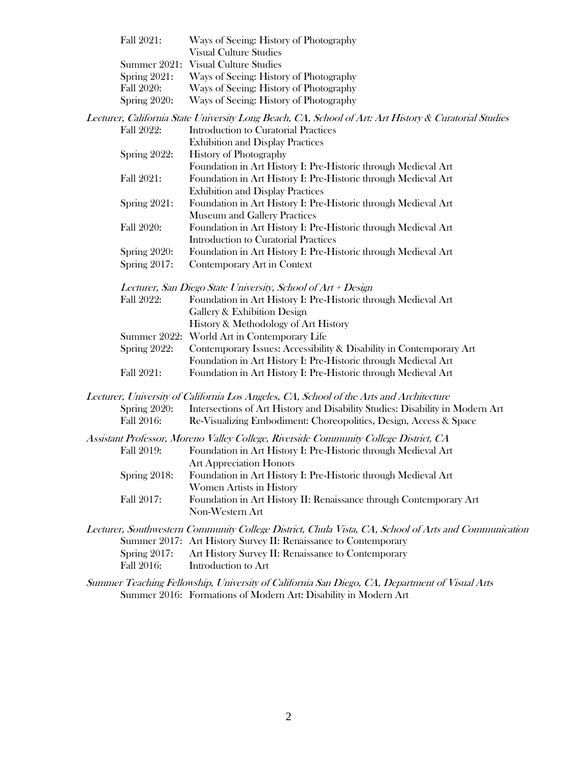Fall 2021: Ways of Seeing: History of Photography
Visual Culture Studies
Summer 2021: Visual Culture Studies
Spring 2021: Ways of Seeing: History of Photography
Fall 2020: Ways of Seeing: History of Photography
Spring 2020: Ways of Seeing: History of Photography

*Lecturer, California State University Long Beach, CA, School of Art: Art History & Curatorial Studies*

Fall 2022: Introduction to Curatorial Practices
Exhibition and Display Practices
Spring 2022: History of Photography
Foundation in Art History I: Pre-Historic through Medieval Art
Fall 2021: Foundation in Art History I: Pre-Historic through Medieval Art
Exhibition and Display Practices
Spring 2021: Foundation in Art History I: Pre-Historic through Medieval Art
Museum and Gallery Practices
Fall 2020: Foundation in Art History I: Pre-Historic through Medieval Art
Introduction to Curatorial Practices
Spring 2020: Foundation in Art History I: Pre-Historic through Medieval Art
Spring 2017: Contemporary Art in Context

*Lecturer, San Diego State University, School of Art + Design*

Fall 2022: Foundation in Art History I: Pre-Historic through Medieval Art
Gallery & Exhibition Design
History & Methodology of Art History
Summer 2022: World Art in Contemporary Life
Spring 2022: Contemporary Issues: Accessibility & Disability in Contemporary Art
Foundation in Art History I: Pre-Historic through Medieval Art
Fall 2021: Foundation in Art History I: Pre-Historic through Medieval Art

*Lecturer, University of California Los Angeles, CA, School of the Arts and Architecture*

Spring 2020: Intersections of Art History and Disability Studies: Disability in Modern Art
Fall 2016: Re-Visualizing Embodiment: Choreopolitics, Design, Access & Space

*Assistant Professor, Moreno Valley College, Riverside Community College District, CA*

Fall 2019: Foundation in Art History I: Pre-Historic through Medieval Art
Art Appreciation Honors
Spring 2018: Foundation in Art History I: Pre-Historic through Medieval Art
Women Artists in History
Fall 2017: Foundation in Art History II: Renaissance through Contemporary Art
Non-Western Art

*Lecturer, Southwestern Community College District, Chula Vista, CA, School of Arts and Communication*

Summer 2017: Art History Survey II: Renaissance to Contemporary
Spring 2017: Art History Survey II: Renaissance to Contemporary
Fall 2016: Introduction to Art

*Summer Teaching Fellowship, University of California San Diego, CA, Department of Visual Arts*

Summer 2016: Formations of Modern Art: Disability in Modern Art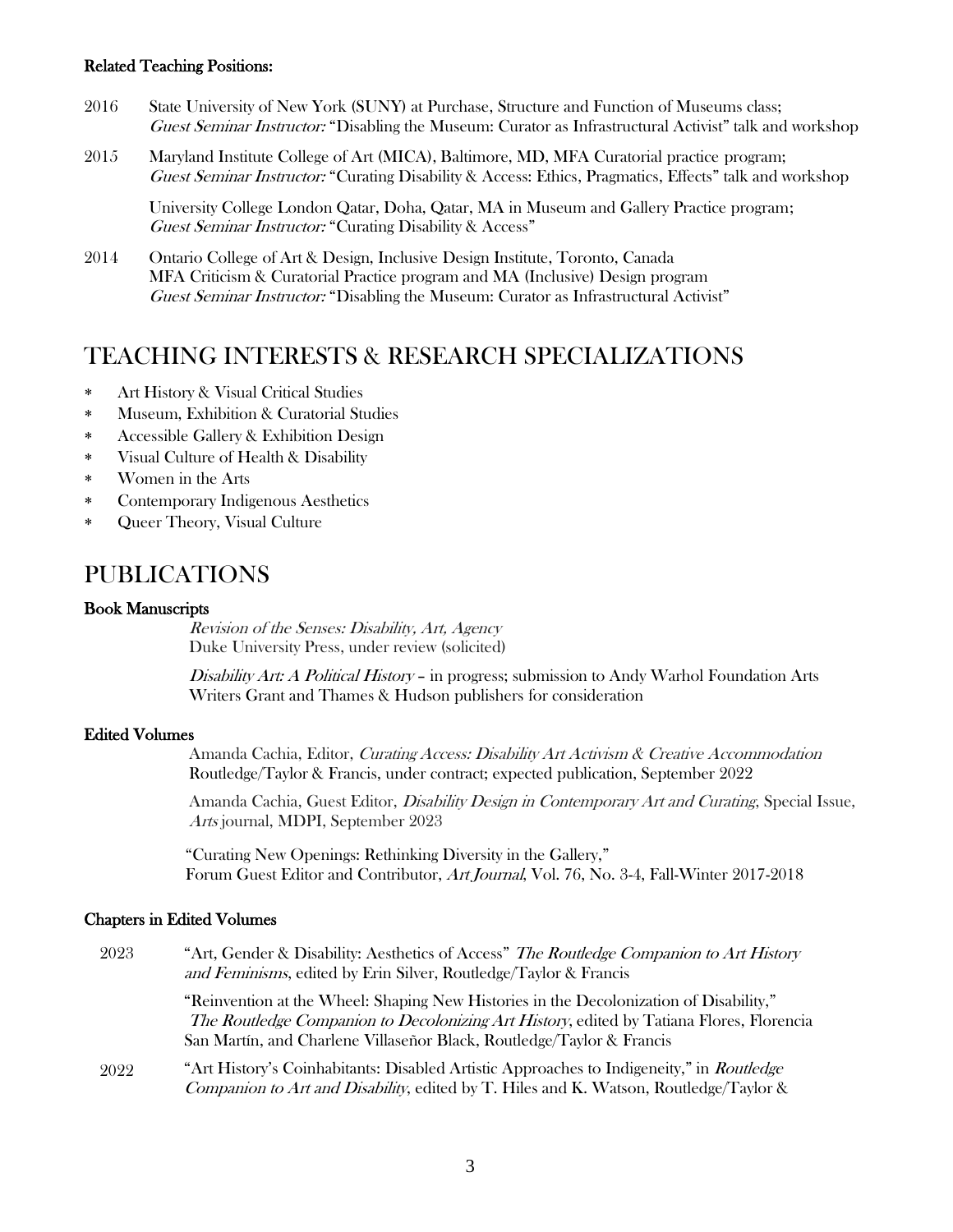**Related Teaching Positions:**

2016 State University of New York (SUNY) at Purchase, Structure and Function of Museums class; *Guest Seminar Instructor:* "Disabling the Museum: Curator as Infrastructural Activist" talk and workshop

2015 Maryland Institute College of Art (MICA), Baltimore, MD, MFA Curatorial practice program; *Guest Seminar Instructor:* "Curating Disability & Access: Ethics, Pragmatics, Effects" talk and workshop

University College London Qatar, Doha, Qatar, MA in Museum and Gallery Practice program; *Guest Seminar Instructor:* "Curating Disability & Access"

2014 Ontario College of Art & Design, Inclusive Design Institute, Toronto, Canada
MFA Criticism & Curatorial Practice program and MA (Inclusive) Design program
*Guest Seminar Instructor:* "Disabling the Museum: Curator as Infrastructural Activist"

# TEACHING INTERESTS & RESEARCH SPECIALIZATIONS

* Art History & Visual Critical Studies
* Museum, Exhibition & Curatorial Studies
* Accessible Gallery & Exhibition Design
* Visual Culture of Health & Disability
* Women in the Arts
* Contemporary Indigenous Aesthetics
* Queer Theory, Visual Culture

# PUBLICATIONS

**Book Manuscripts**

*Revision of the Senses: Disability, Art, Agency*
Duke University Press, under review (solicited)

*Disability Art: A Political History* – in progress; submission to Andy Warhol Foundation Arts Writers Grant and Thames & Hudson publishers for consideration

**Edited Volumes**

Amanda Cachia, Editor, *Curating Access: Disability Art Activism & Creative Accommodation* Routledge/Taylor & Francis, under contract; expected publication, September 2022

Amanda Cachia, Guest Editor, *Disability Design in Contemporary Art and Curating*, Special Issue, *Arts* journal, MDPI, September 2023

"Curating New Openings: Rethinking Diversity in the Gallery," Forum Guest Editor and Contributor, *Art Journal*, Vol. 76, No. 3-4, Fall-Winter 2017-2018

**Chapters in Edited Volumes**

2023 "Art, Gender & Disability: Aesthetics of Access" *The Routledge Companion to Art History and Feminisms*, edited by Erin Silver, Routledge/Taylor & Francis

"Reinvention at the Wheel: Shaping New Histories in the Decolonization of Disability," *The Routledge Companion to Decolonizing Art History*, edited by Tatiana Flores, Florencia San Martín, and Charlene Villaseñor Black, Routledge/Taylor & Francis

2022 "Art History's Coinhabitants: Disabled Artistic Approaches to Indigeneity," in *Routledge Companion to Art and Disability*, edited by T. Hiles and K. Watson, Routledge/Taylor &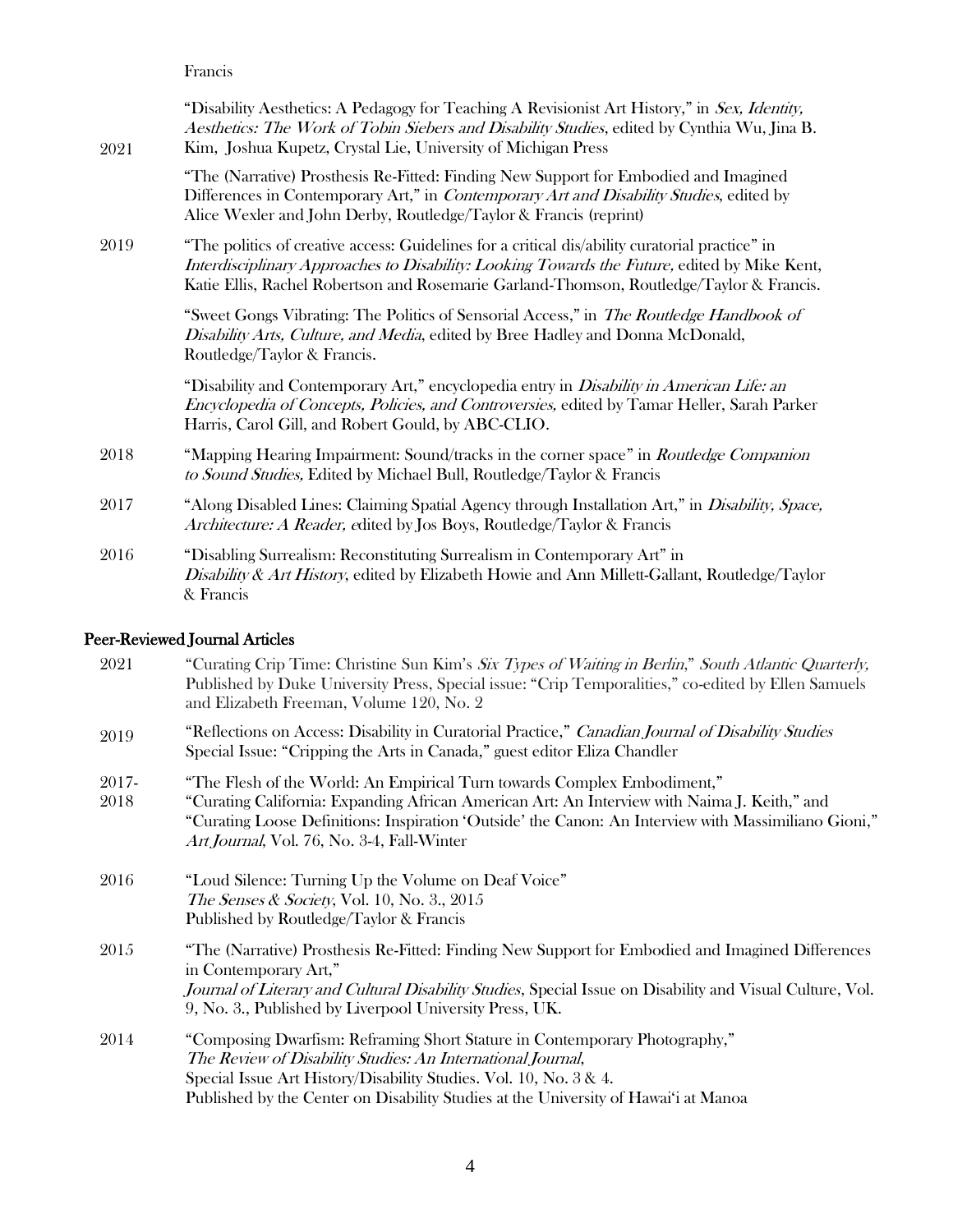Francis

2021 "Disability Aesthetics: A Pedagogy for Teaching A Revisionist Art History," in *Sex, Identity, Aesthetics: The Work of Tobin Siebers and Disability Studies*, edited by Cynthia Wu, Jina B. Kim, Joshua Kupetz, Crystal Lie, University of Michigan Press

"The (Narrative) Prosthesis Re-Fitted: Finding New Support for Embodied and Imagined Differences in Contemporary Art," in *Contemporary Art and Disability Studies*, edited by Alice Wexler and John Derby, Routledge/Taylor & Francis (reprint)

2019 "The politics of creative access: Guidelines for a critical dis/ability curatorial practice" in *Interdisciplinary Approaches to Disability: Looking Towards the Future,* edited by Mike Kent, Katie Ellis, Rachel Robertson and Rosemarie Garland-Thomson, Routledge/Taylor & Francis.

"Sweet Gongs Vibrating: The Politics of Sensorial Access," in *The Routledge Handbook of Disability Arts, Culture, and Media*, edited by Bree Hadley and Donna McDonald, Routledge/Taylor & Francis.

"Disability and Contemporary Art," encyclopedia entry in *Disability in American Life: an Encyclopedia of Concepts, Policies, and Controversies,* edited by Tamar Heller, Sarah Parker Harris, Carol Gill, and Robert Gould, by ABC-CLIO.

2018 "Mapping Hearing Impairment: Sound/tracks in the corner space" in *Routledge Companion to Sound Studies,* Edited by Michael Bull, Routledge/Taylor & Francis

2017 "Along Disabled Lines: Claiming Spatial Agency through Installation Art," in *Disability, Space, Architecture: A Reader, e*dited by Jos Boys, Routledge/Taylor & Francis

2016 "Disabling Surrealism: Reconstituting Surrealism in Contemporary Art" in *Disability & Art History*, edited by Elizabeth Howie and Ann Millett-Gallant, Routledge/Taylor & Francis

## Peer-Reviewed Journal Articles

2021 "Curating Crip Time: Christine Sun Kim's *Six Types of Waiting in Berlin*," *South Atlantic Quarterly,* Published by Duke University Press, Special issue: "Crip Temporalities," co-edited by Ellen Samuels and Elizabeth Freeman, Volume 120, No. 2

2019 "Reflections on Access: Disability in Curatorial Practice," *Canadian Journal of Disability Studies* Special Issue: "Cripping the Arts in Canada," guest editor Eliza Chandler

2017-2018 "The Flesh of the World: An Empirical Turn towards Complex Embodiment," "Curating California: Expanding African American Art: An Interview with Naima J. Keith," and "Curating Loose Definitions: Inspiration 'Outside' the Canon: An Interview with Massimiliano Gioni," *Art Journal*, Vol. 76, No. 3-4, Fall-Winter

2016 "Loud Silence: Turning Up the Volume on Deaf Voice" *The Senses & Society*, Vol. 10, No. 3., 2015 Published by Routledge/Taylor & Francis

2015 "The (Narrative) Prosthesis Re-Fitted: Finding New Support for Embodied and Imagined Differences in Contemporary Art," *Journal of Literary and Cultural Disability Studies*, Special Issue on Disability and Visual Culture, Vol. 9, No. 3., Published by Liverpool University Press, UK.

2014 "Composing Dwarfism: Reframing Short Stature in Contemporary Photography," *The Review of Disability Studies: An International Journal*, Special Issue Art History/Disability Studies. Vol. 10, No. 3 & 4. Published by the Center on Disability Studies at the University of Hawai'i at Manoa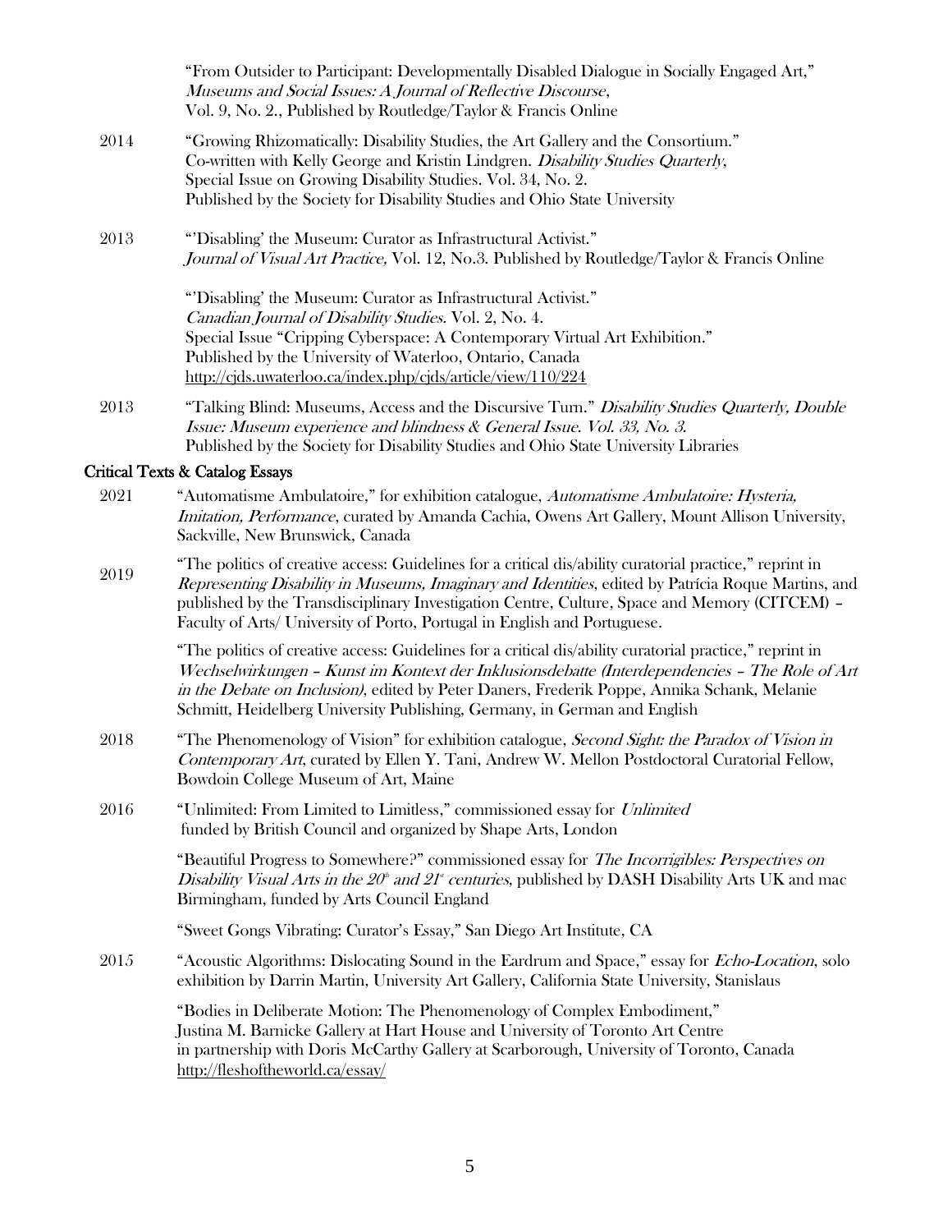"From Outsider to Participant: Developmentally Disabled Dialogue in Socially Engaged Art," *Museums and Social Issues: A Journal of Reflective Discourse*, Vol. 9, No. 2., Published by Routledge/Taylor & Francis Online

2014 "Growing Rhizomatically: Disability Studies, the Art Gallery and the Consortium." Co-written with Kelly George and Kristin Lindgren. *Disability Studies Quarterly*, Special Issue on Growing Disability Studies. Vol. 34, No. 2. Published by the Society for Disability Studies and Ohio State University

2013 "'Disabling' the Museum: Curator as Infrastructural Activist." *Journal of Visual Art Practice,* Vol. 12, No.3. Published by Routledge/Taylor & Francis Online

"'Disabling' the Museum: Curator as Infrastructural Activist." *Canadian Journal of Disability Studies.* Vol. 2, No. 4. Special Issue "Cripping Cyberspace: A Contemporary Virtual Art Exhibition." Published by the University of Waterloo, Ontario, Canada http://cjds.uwaterloo.ca/index.php/cjds/article/view/110/224

2013 "Talking Blind: Museums, Access and the Discursive Turn." *Disability Studies Quarterly, Double Issue: Museum experience and blindness & General Issue. Vol. 33, No. 3.* Published by the Society for Disability Studies and Ohio State University Libraries

## Critical Texts & Catalog Essays

2021 "Automatisme Ambulatoire," for exhibition catalogue, *Automatisme Ambulatoire: Hysteria, Imitation, Performance*, curated by Amanda Cachia, Owens Art Gallery, Mount Allison University, Sackville, New Brunswick, Canada

2019 "The politics of creative access: Guidelines for a critical dis/ability curatorial practice," reprint in *Representing Disability in Museums, Imaginary and Identities*, edited by Patrícia Roque Martins, and published by the Transdisciplinary Investigation Centre, Culture, Space and Memory (CITCEM) – Faculty of Arts/ University of Porto, Portugal in English and Portuguese.

"The politics of creative access: Guidelines for a critical dis/ability curatorial practice," reprint in *Wechselwirkungen – Kunst im Kontext der Inklusionsdebatte (Interdependencies – The Role of Art in the Debate on Inclusion)*, edited by Peter Daners, Frederik Poppe, Annika Schank, Melanie Schmitt, Heidelberg University Publishing, Germany, in German and English

2018 "The Phenomenology of Vision" for exhibition catalogue, *Second Sight: the Paradox of Vision in Contemporary Art*, curated by Ellen Y. Tani, Andrew W. Mellon Postdoctoral Curatorial Fellow, Bowdoin College Museum of Art, Maine

2016 "Unlimited: From Limited to Limitless," commissioned essay for *Unlimited* funded by British Council and organized by Shape Arts, London

"Beautiful Progress to Somewhere?" commissioned essay for *The Incorrigibles: Perspectives on Disability Visual Arts in the 20th and 21st centuries*, published by DASH Disability Arts UK and mac Birmingham, funded by Arts Council England

"Sweet Gongs Vibrating: Curator's Essay," San Diego Art Institute, CA

2015 "Acoustic Algorithms: Dislocating Sound in the Eardrum and Space," essay for *Echo-Location*, solo exhibition by Darrin Martin, University Art Gallery, California State University, Stanislaus

"Bodies in Deliberate Motion: The Phenomenology of Complex Embodiment," Justina M. Barnicke Gallery at Hart House and University of Toronto Art Centre in partnership with Doris McCarthy Gallery at Scarborough, University of Toronto, Canada http://fleshoftheworld.ca/essay/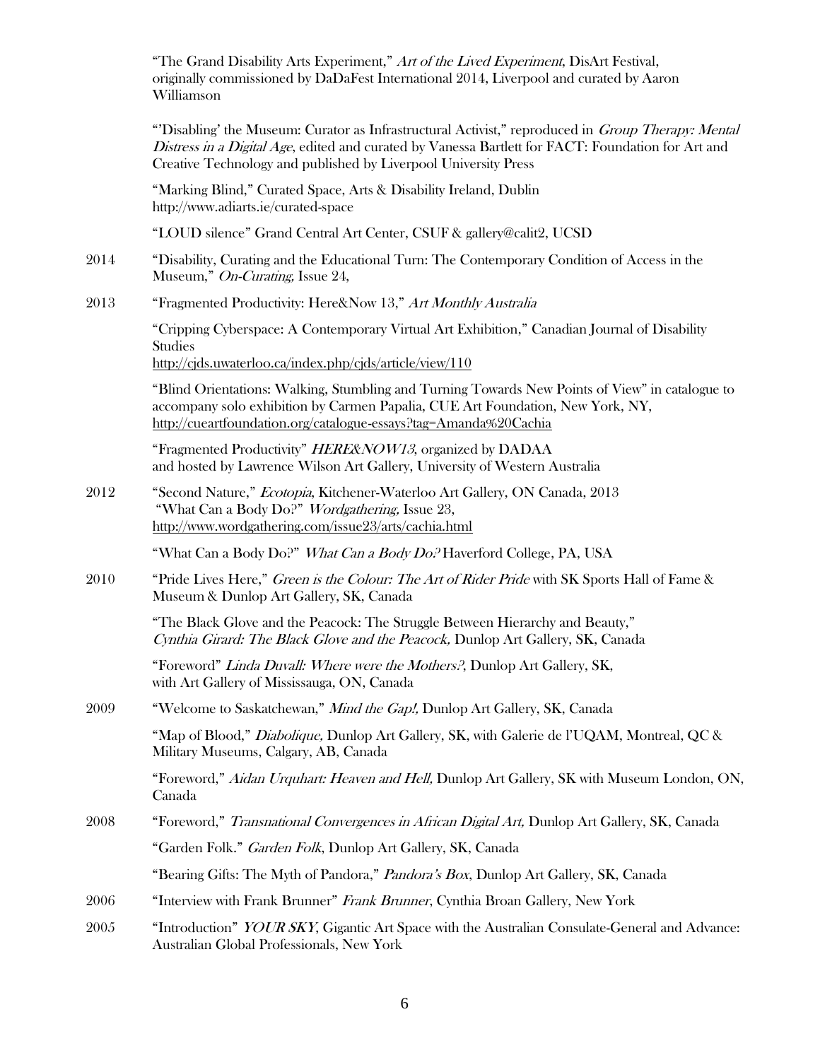"The Grand Disability Arts Experiment," *Art of the Lived Experiment*, DisArt Festival, originally commissioned by DaDaFest International 2014, Liverpool and curated by Aaron Williamson

"'Disabling' the Museum: Curator as Infrastructural Activist," reproduced in *Group Therapy: Mental Distress in a Digital Age*, edited and curated by Vanessa Bartlett for FACT: Foundation for Art and Creative Technology and published by Liverpool University Press

"Marking Blind," Curated Space, Arts & Disability Ireland, Dublin http://www.adiarts.ie/curated-space

"LOUD silence" Grand Central Art Center, CSUF & gallery@calit2, UCSD

2014 "Disability, Curating and the Educational Turn: The Contemporary Condition of Access in the Museum," *On-Curating,* Issue 24,

2013 "Fragmented Productivity: Here&Now 13," *Art Monthly Australia*

"Cripping Cyberspace: A Contemporary Virtual Art Exhibition," Canadian Journal of Disability Studies
http://cjds.uwaterloo.ca/index.php/cjds/article/view/110

"Blind Orientations: Walking, Stumbling and Turning Towards New Points of View" in catalogue to accompany solo exhibition by Carmen Papalia, CUE Art Foundation, New York, NY, http://cueartfoundation.org/catalogue-essays?tag=Amanda%20Cachia

"Fragmented Productivity" *HERE&NOW13*, organized by DADAA and hosted by Lawrence Wilson Art Gallery, University of Western Australia

2012 "Second Nature," *Ecotopia*, Kitchener-Waterloo Art Gallery, ON Canada, 2013
"What Can a Body Do?" *Wordgathering,* Issue 23,
http://www.wordgathering.com/issue23/arts/cachia.html

"What Can a Body Do?" *What Can a Body Do?* Haverford College, PA, USA

2010 "Pride Lives Here," *Green is the Colour: The Art of Rider Pride* with SK Sports Hall of Fame & Museum & Dunlop Art Gallery, SK, Canada

"The Black Glove and the Peacock: The Struggle Between Hierarchy and Beauty," *Cynthia Girard: The Black Glove and the Peacock,* Dunlop Art Gallery, SK, Canada

"Foreword" *Linda Duvall: Where were the Mothers?*, Dunlop Art Gallery, SK, with Art Gallery of Mississauga, ON, Canada

2009 "Welcome to Saskatchewan," *Mind the Gap!,* Dunlop Art Gallery, SK, Canada

"Map of Blood," *Diabolique,* Dunlop Art Gallery, SK, with Galerie de l'UQAM, Montreal, QC & Military Museums, Calgary, AB, Canada

"Foreword," *Aidan Urquhart: Heaven and Hell,* Dunlop Art Gallery, SK with Museum London, ON, Canada

2008 "Foreword," *Transnational Convergences in African Digital Art,* Dunlop Art Gallery, SK, Canada

"Garden Folk." *Garden Folk*, Dunlop Art Gallery, SK, Canada

"Bearing Gifts: The Myth of Pandora," *Pandora's Box*, Dunlop Art Gallery, SK, Canada

2006 "Interview with Frank Brunner" *Frank Brunner*, Cynthia Broan Gallery, New York

2005 "Introduction" *YOUR SKY*, Gigantic Art Space with the Australian Consulate-General and Advance: Australian Global Professionals, New York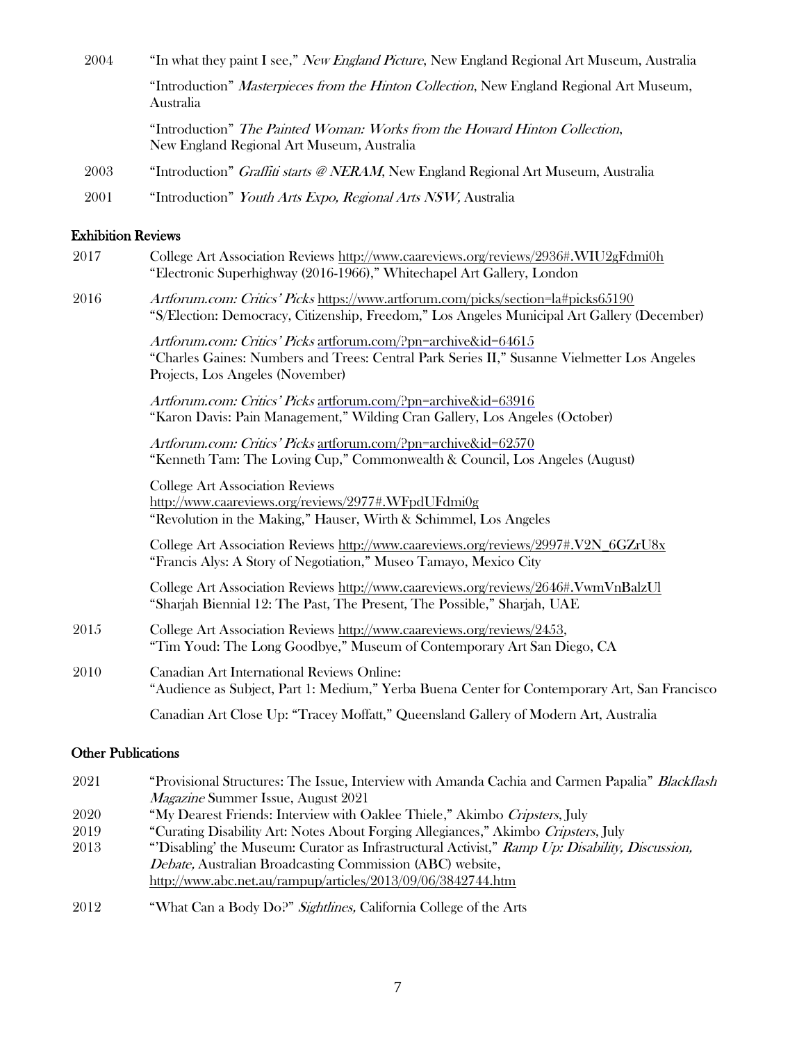2004 "In what they paint I see," *New England Picture*, New England Regional Art Museum, Australia

"Introduction" *Masterpieces from the Hinton Collection*, New England Regional Art Museum, Australia

"Introduction" *The Painted Woman: Works from the Howard Hinton Collection*, New England Regional Art Museum, Australia

2003 "Introduction" *Graffiti starts @ NERAM*, New England Regional Art Museum, Australia

2001 "Introduction" *Youth Arts Expo, Regional Arts NSW,* Australia

## Exhibition Reviews

2017 College Art Association Reviews http://www.caareviews.org/reviews/2936#.WIU2gFdmi0h
"Electronic Superhighway (2016-1966)," Whitechapel Art Gallery, London

2016 *Artforum.com: Critics' Picks* https://www.artforum.com/picks/section=la#picks65190
"S/Election: Democracy, Citizenship, Freedom," Los Angeles Municipal Art Gallery (December)

*Artforum.com: Critics' Picks* artforum.com/?pn=archive&id=64615
"Charles Gaines: Numbers and Trees: Central Park Series II," Susanne Vielmetter Los Angeles Projects, Los Angeles (November)

*Artforum.com: Critics' Picks* artforum.com/?pn=archive&id=63916
"Karon Davis: Pain Management," Wilding Cran Gallery, Los Angeles (October)

*Artforum.com: Critics' Picks* artforum.com/?pn=archive&id=62570
"Kenneth Tam: The Loving Cup," Commonwealth & Council, Los Angeles (August)

College Art Association Reviews
http://www.caareviews.org/reviews/2977#.WFpdUFdmi0g
"Revolution in the Making," Hauser, Wirth & Schimmel, Los Angeles

College Art Association Reviews http://www.caareviews.org/reviews/2997#.V2N_6GZrU8x
"Francis Alys: A Story of Negotiation," Museo Tamayo, Mexico City

College Art Association Reviews http://www.caareviews.org/reviews/2646#.VwmVnBalzUl
"Sharjah Biennial 12: The Past, The Present, The Possible," Sharjah, UAE

2015 College Art Association Reviews http://www.caareviews.org/reviews/2453,
"Tim Youd: The Long Goodbye," Museum of Contemporary Art San Diego, CA

2010 Canadian Art International Reviews Online:
"Audience as Subject, Part 1: Medium," Yerba Buena Center for Contemporary Art, San Francisco

Canadian Art Close Up: "Tracey Moffatt," Queensland Gallery of Modern Art, Australia

## Other Publications

2021 "Provisional Structures: The Issue, Interview with Amanda Cachia and Carmen Papalia" *Blackflash Magazine* Summer Issue, August 2021

2020 "My Dearest Friends: Interview with Oaklee Thiele," Akimbo *Cripsters*, July

2019 "Curating Disability Art: Notes About Forging Allegiances," Akimbo *Cripsters*, July

2013 "'Disabling' the Museum: Curator as Infrastructural Activist," *Ramp Up: Disability, Discussion, Debate,* Australian Broadcasting Commission (ABC) website,
http://www.abc.net.au/rampup/articles/2013/09/06/3842744.htm

2012 "What Can a Body Do?" *Sightlines,* California College of the Arts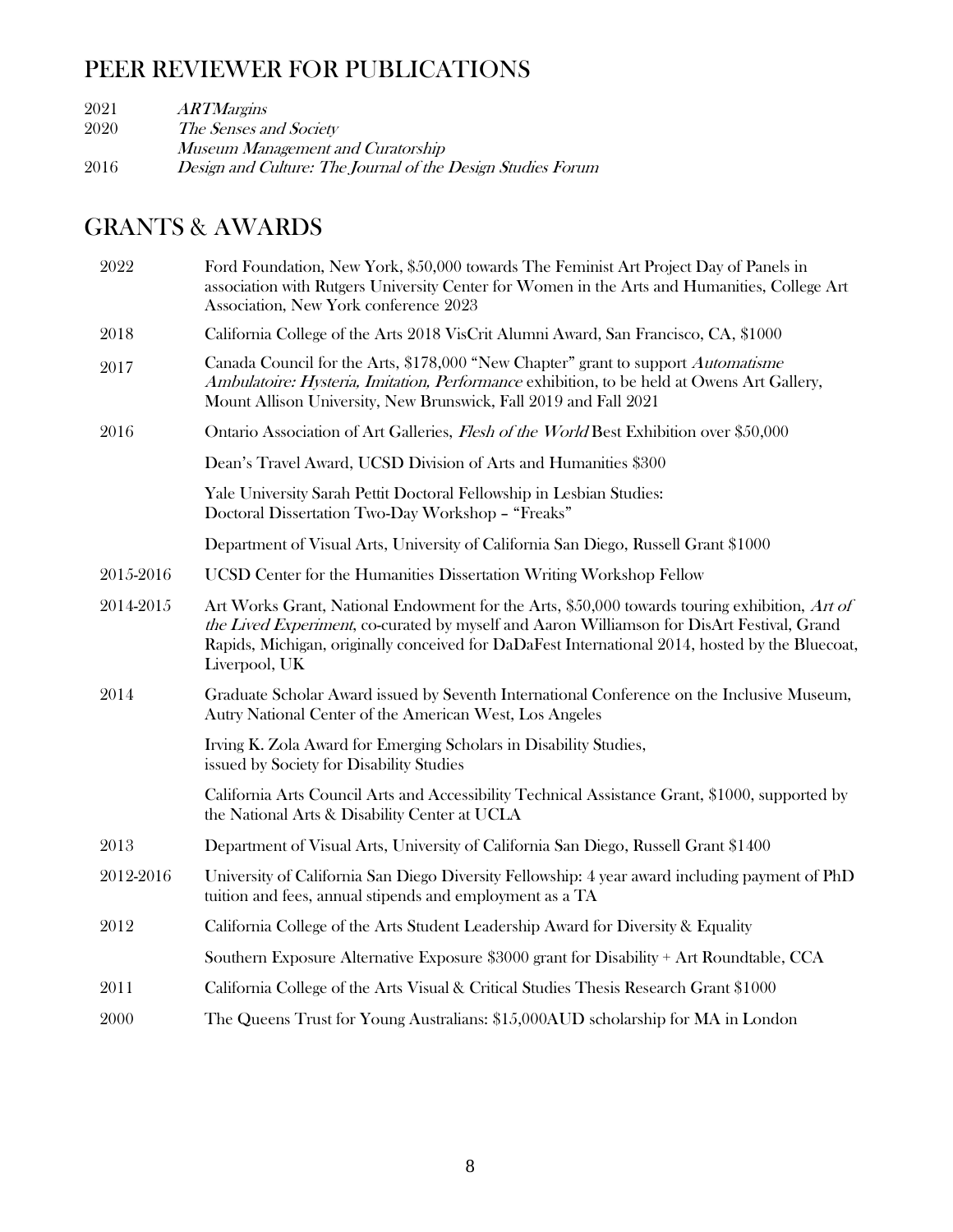## PEER REVIEWER FOR PUBLICATIONS

2021 *ARTMargins*
2020 *The Senses and Society*
*Museum Management and Curatorship*
2016 *Design and Culture: The Journal of the Design Studies Forum*

## GRANTS & AWARDS

2022 Ford Foundation, New York, $50,000 towards The Feminist Art Project Day of Panels in association with Rutgers University Center for Women in the Arts and Humanities, College Art Association, New York conference 2023

2018 California College of the Arts 2018 VisCrit Alumni Award, San Francisco, CA, $1000

2017 Canada Council for the Arts, $178,000 "New Chapter" grant to support *Automatisme Ambulatoire: Hysteria, Imitation, Performance* exhibition, to be held at Owens Art Gallery, Mount Allison University, New Brunswick, Fall 2019 and Fall 2021

2016 Ontario Association of Art Galleries, *Flesh of the World* Best Exhibition over $50,000

Dean's Travel Award, UCSD Division of Arts and Humanities $300

Yale University Sarah Pettit Doctoral Fellowship in Lesbian Studies: Doctoral Dissertation Two-Day Workshop – "Freaks"

Department of Visual Arts, University of California San Diego, Russell Grant $1000

2015-2016 UCSD Center for the Humanities Dissertation Writing Workshop Fellow

2014-2015 Art Works Grant, National Endowment for the Arts, $50,000 towards touring exhibition, *Art of the Lived Experiment*, co-curated by myself and Aaron Williamson for DisArt Festival, Grand Rapids, Michigan, originally conceived for DaDaFest International 2014, hosted by the Bluecoat, Liverpool, UK

2014 Graduate Scholar Award issued by Seventh International Conference on the Inclusive Museum, Autry National Center of the American West, Los Angeles

Irving K. Zola Award for Emerging Scholars in Disability Studies, issued by Society for Disability Studies

California Arts Council Arts and Accessibility Technical Assistance Grant, $1000, supported by the National Arts & Disability Center at UCLA

2013 Department of Visual Arts, University of California San Diego, Russell Grant $1400

2012-2016 University of California San Diego Diversity Fellowship: 4 year award including payment of PhD tuition and fees, annual stipends and employment as a TA

2012 California College of the Arts Student Leadership Award for Diversity & Equality

Southern Exposure Alternative Exposure $3000 grant for Disability + Art Roundtable, CCA

2011 California College of the Arts Visual & Critical Studies Thesis Research Grant $1000

2000 The Queens Trust for Young Australians: $15,000AUD scholarship for MA in London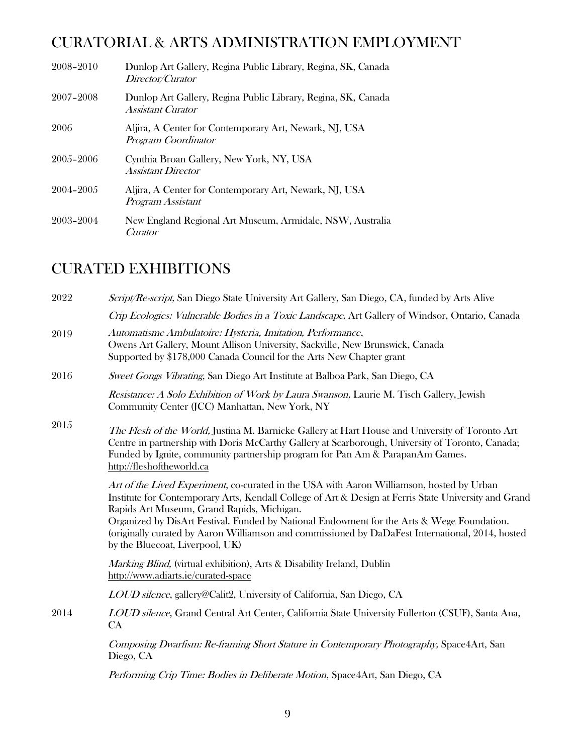## CURATORIAL & ARTS ADMINISTRATION EMPLOYMENT

2008–2010 Dunlop Art Gallery, Regina Public Library, Regina, SK, Canada
*Director/Curator*

2007–2008 Dunlop Art Gallery, Regina Public Library, Regina, SK, Canada
*Assistant Curator*

2006 Aljira, A Center for Contemporary Art, Newark, NJ, USA
*Program Coordinator*

2005–2006 Cynthia Broan Gallery, New York, NY, USA
*Assistant Director*

2004–2005 Aljira, A Center for Contemporary Art, Newark, NJ, USA
*Program Assistant*

2003–2004 New England Regional Art Museum, Armidale, NSW, Australia
*Curator*

## CURATED EXHIBITIONS

2022 *Script/Re-script,* San Diego State University Art Gallery, San Diego, CA, funded by Arts Alive

*Crip Ecologies: Vulnerable Bodies in a Toxic Landscape,* Art Gallery of Windsor, Ontario, Canada

2019 *Automatisme Ambulatoire: Hysteria, Imitation, Performance*,
Owens Art Gallery, Mount Allison University, Sackville, New Brunswick, Canada
Supported by $178,000 Canada Council for the Arts New Chapter grant

2016 *Sweet Gongs Vibrating*, San Diego Art Institute at Balboa Park, San Diego, CA

*Resistance: A Solo Exhibition of Work by Laura Swanson,* Laurie M. Tisch Gallery, Jewish Community Center (JCC) Manhattan, New York, NY

2015 *The Flesh of the World,* Justina M. Barnicke Gallery at Hart House and University of Toronto Art Centre in partnership with Doris McCarthy Gallery at Scarborough, University of Toronto, Canada; Funded by Ignite, community partnership program for Pan Am & ParapanAm Games.
http://fleshoftheworld.ca

*Art of the Lived Experiment*, co-curated in the USA with Aaron Williamson, hosted by Urban Institute for Contemporary Arts, Kendall College of Art & Design at Ferris State University and Grand Rapids Art Museum, Grand Rapids, Michigan.
Organized by DisArt Festival. Funded by National Endowment for the Arts & Wege Foundation. (originally curated by Aaron Williamson and commissioned by DaDaFest International, 2014, hosted by the Bluecoat, Liverpool, UK)

*Marking Blind,* (virtual exhibition), Arts & Disability Ireland, Dublin
http://www.adiarts.ie/curated-space

*LOUD silence*, gallery@Calit2, University of California, San Diego, CA

2014 *LOUD silence*, Grand Central Art Center, California State University Fullerton (CSUF), Santa Ana, CA

*Composing Dwarfism: Re-framing Short Stature in Contemporary Photography,* Space4Art, San Diego, CA

*Performing Crip Time: Bodies in Deliberate Motion*, Space4Art, San Diego, CA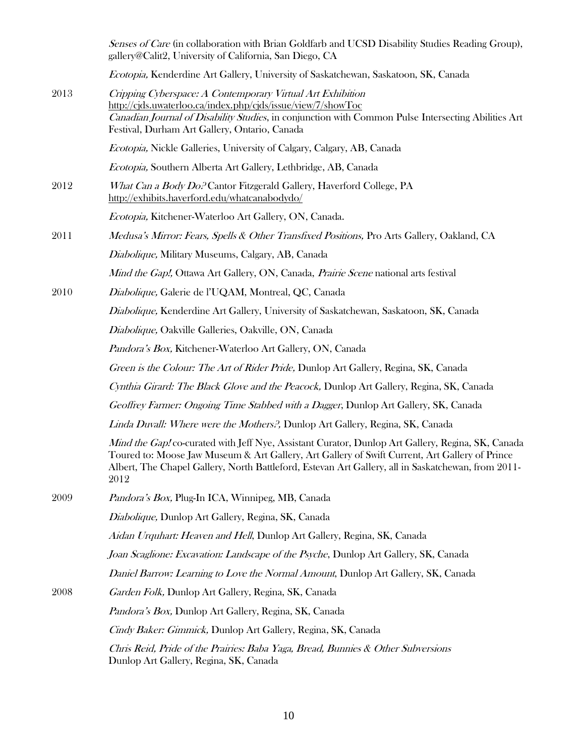*Senses of Care* (in collaboration with Brian Goldfarb and UCSD Disability Studies Reading Group), gallery@Calit2, University of California, San Diego, CA

*Ecotopia,* Kenderdine Art Gallery, University of Saskatchewan, Saskatoon, SK, Canada

2013 *Cripping Cyberspace: A Contemporary Virtual Art Exhibition*
http://cjds.uwaterloo.ca/index.php/cjds/issue/view/7/showToc
*Canadian Journal of Disability Studies*, in conjunction with Common Pulse Intersecting Abilities Art Festival, Durham Art Gallery, Ontario, Canada

*Ecotopia,* Nickle Galleries, University of Calgary, Calgary, AB, Canada

*Ecotopia,* Southern Alberta Art Gallery, Lethbridge, AB, Canada

2012 *What Can a Body Do?* Cantor Fitzgerald Gallery, Haverford College, PA
http://exhibits.haverford.edu/whatcanabodydo/

*Ecotopia,* Kitchener-Waterloo Art Gallery, ON, Canada.

2011 *Medusa's Mirror: Fears, Spells & Other Transfixed Positions,* Pro Arts Gallery, Oakland, CA

*Diabolique,* Military Museums, Calgary, AB, Canada

*Mind the Gap!,* Ottawa Art Gallery, ON, Canada, *Prairie Scene* national arts festival

2010 *Diabolique,* Galerie de l'UQAM, Montreal, QC, Canada

*Diabolique,* Kenderdine Art Gallery, University of Saskatchewan, Saskatoon, SK, Canada

*Diabolique,* Oakville Galleries, Oakville, ON, Canada

*Pandora's Box,* Kitchener-Waterloo Art Gallery, ON, Canada

*Green is the Colour: The Art of Rider Pride,* Dunlop Art Gallery, Regina, SK, Canada

*Cynthia Girard: The Black Glove and the Peacock,* Dunlop Art Gallery, Regina, SK, Canada

*Geoffrey Farmer: Ongoing Time Stabbed with a Dagger*, Dunlop Art Gallery, SK, Canada

*Linda Duvall: Where were the Mothers?,* Dunlop Art Gallery, Regina, SK, Canada

*Mind the Gap!* co-curated with Jeff Nye, Assistant Curator, Dunlop Art Gallery, Regina, SK, Canada
Toured to: Moose Jaw Museum & Art Gallery, Art Gallery of Swift Current, Art Gallery of Prince Albert, The Chapel Gallery, North Battleford, Estevan Art Gallery, all in Saskatchewan, from 2011-2012

2009 *Pandora's Box,* Plug-In ICA, Winnipeg, MB, Canada

*Diabolique,* Dunlop Art Gallery, Regina, SK, Canada

*Aidan Urquhart: Heaven and Hell*, Dunlop Art Gallery, Regina, SK, Canada

*Joan Scaglione: Excavation: Landscape of the Psyche*, Dunlop Art Gallery, SK, Canada

*Daniel Barrow: Learning to Love the Normal Amount*, Dunlop Art Gallery, SK, Canada

2008 *Garden Folk,* Dunlop Art Gallery, Regina, SK, Canada

*Pandora's Box,* Dunlop Art Gallery, Regina, SK, Canada

*Cindy Baker: Gimmick,* Dunlop Art Gallery, Regina, SK, Canada

*Chris Reid, Pride of the Prairies: Baba Yaga, Bread, Bunnies & Other Subversions*
Dunlop Art Gallery, Regina, SK, Canada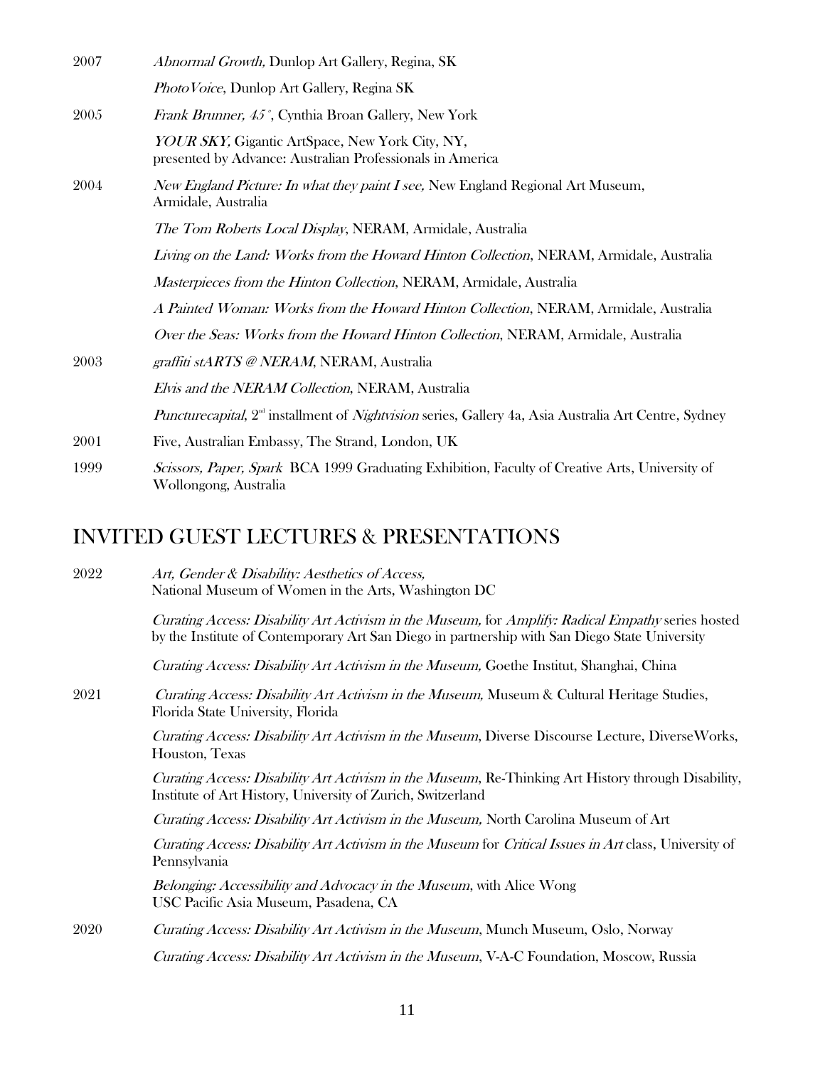2007 *Abnormal Growth,* Dunlop Art Gallery, Regina, SK

*PhotoVoice*, Dunlop Art Gallery, Regina SK

2005 *Frank Brunner, 45˚*, Cynthia Broan Gallery, New York

*YOUR SKY,* Gigantic ArtSpace, New York City, NY, presented by Advance: Australian Professionals in America

2004 *New England Picture: In what they paint I see,* New England Regional Art Museum, Armidale, Australia

*The Tom Roberts Local Display*, NERAM, Armidale, Australia

*Living on the Land: Works from the Howard Hinton Collection*, NERAM, Armidale, Australia

*Masterpieces from the Hinton Collection*, NERAM, Armidale, Australia

*A Painted Woman: Works from the Howard Hinton Collection*, NERAM, Armidale, Australia

*Over the Seas: Works from the Howard Hinton Collection*, NERAM, Armidale, Australia

2003 *graffiti stARTS @ NERAM*, NERAM, Australia

*Elvis and the NERAM Collection*, NERAM, Australia

*Puncturecapital*, 2nd installment of *Nightvision* series, Gallery 4a, Asia Australia Art Centre, Sydney

2001 Five, Australian Embassy, The Strand, London, UK

1999 *Scissors, Paper, Spark* BCA 1999 Graduating Exhibition, Faculty of Creative Arts, University of Wollongong, Australia

## INVITED GUEST LECTURES & PRESENTATIONS

2022 *Art, Gender & Disability: Aesthetics of Access,* National Museum of Women in the Arts, Washington DC

*Curating Access: Disability Art Activism in the Museum,* for *Amplify: Radical Empathy* series hosted by the Institute of Contemporary Art San Diego in partnership with San Diego State University

*Curating Access: Disability Art Activism in the Museum,* Goethe Institut, Shanghai, China

2021 *Curating Access: Disability Art Activism in the Museum,* Museum & Cultural Heritage Studies, Florida State University, Florida

*Curating Access: Disability Art Activism in the Museum*, Diverse Discourse Lecture, DiverseWorks, Houston, Texas

*Curating Access: Disability Art Activism in the Museum*, Re-Thinking Art History through Disability, Institute of Art History, University of Zurich, Switzerland

*Curating Access: Disability Art Activism in the Museum,* North Carolina Museum of Art

*Curating Access: Disability Art Activism in the Museum* for *Critical Issues in Art* class, University of Pennsylvania

*Belonging: Accessibility and Advocacy in the Museum*, with Alice Wong USC Pacific Asia Museum, Pasadena, CA

2020 *Curating Access: Disability Art Activism in the Museum*, Munch Museum, Oslo, Norway

*Curating Access: Disability Art Activism in the Museum*, V-A-C Foundation, Moscow, Russia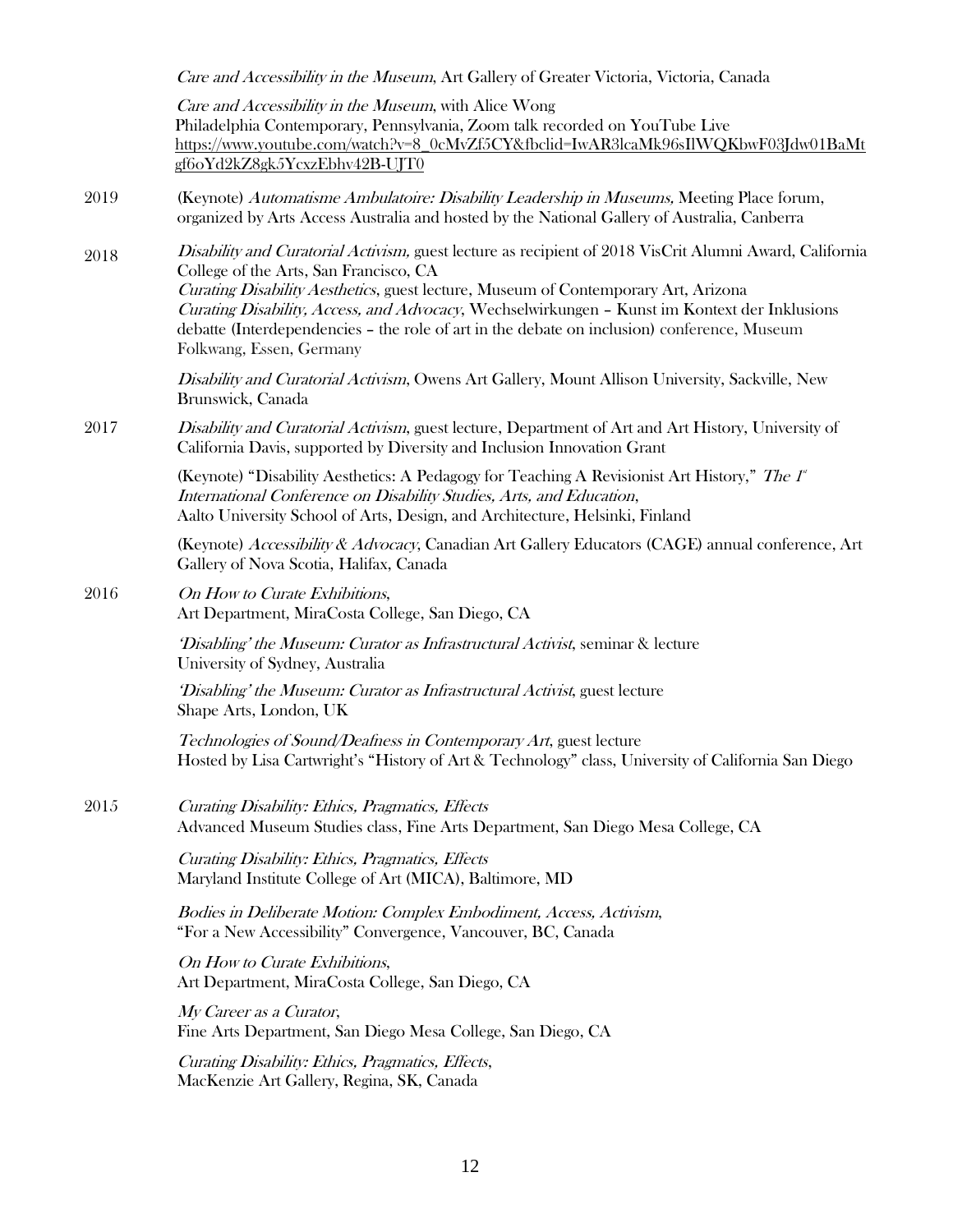*Care and Accessibility in the Museum*, Art Gallery of Greater Victoria, Victoria, Canada

*Care and Accessibility in the Museum*, with Alice Wong
Philadelphia Contemporary, Pennsylvania, Zoom talk recorded on YouTube Live
https://www.youtube.com/watch?v=8_0cMvZf5CY&fbclid=IwAR3lcaMk96sIlWQKbwF03Jdw01BaMtgf6oYd2kZ8gk5YcxzEbhv42B-UJT0

2019 (Keynote) *Automatisme Ambulatoire: Disability Leadership in Museums,* Meeting Place forum, organized by Arts Access Australia and hosted by the National Gallery of Australia, Canberra

2018 *Disability and Curatorial Activism,* guest lecture as recipient of 2018 VisCrit Alumni Award, California College of the Arts, San Francisco, CA
*Curating Disability Aesthetics*, guest lecture, Museum of Contemporary Art, Arizona
*Curating Disability, Access, and Advocacy*, Wechselwirkungen – Kunst im Kontext der Inklusions debatte (Interdependencies – the role of art in the debate on inclusion) conference, Museum Folkwang, Essen, Germany

*Disability and Curatorial Activism*, Owens Art Gallery, Mount Allison University, Sackville, New Brunswick, Canada

2017 *Disability and Curatorial Activism*, guest lecture, Department of Art and Art History, University of California Davis, supported by Diversity and Inclusion Innovation Grant

(Keynote) "Disability Aesthetics: A Pedagogy for Teaching A Revisionist Art History," *The 1st International Conference on Disability Studies, Arts, and Education*, Aalto University School of Arts, Design, and Architecture, Helsinki, Finland

(Keynote) *Accessibility & Advocacy*, Canadian Art Gallery Educators (CAGE) annual conference, Art Gallery of Nova Scotia, Halifax, Canada

2016 *On How to Curate Exhibitions*,
Art Department, MiraCosta College, San Diego, CA

*'Disabling' the Museum: Curator as Infrastructural Activist*, seminar & lecture
University of Sydney, Australia

*'Disabling' the Museum: Curator as Infrastructural Activist*, guest lecture
Shape Arts, London, UK

*Technologies of Sound/Deafness in Contemporary Art*, guest lecture
Hosted by Lisa Cartwright's "History of Art & Technology" class, University of California San Diego

2015 *Curating Disability: Ethics, Pragmatics, Effects*
Advanced Museum Studies class, Fine Arts Department, San Diego Mesa College, CA

*Curating Disability: Ethics, Pragmatics, Effects*
Maryland Institute College of Art (MICA), Baltimore, MD

*Bodies in Deliberate Motion: Complex Embodiment, Access, Activism*,
"For a New Accessibility" Convergence, Vancouver, BC, Canada

*On How to Curate Exhibitions*,
Art Department, MiraCosta College, San Diego, CA

*My Career as a Curator*,
Fine Arts Department, San Diego Mesa College, San Diego, CA

*Curating Disability: Ethics, Pragmatics, Effects*,
MacKenzie Art Gallery, Regina, SK, Canada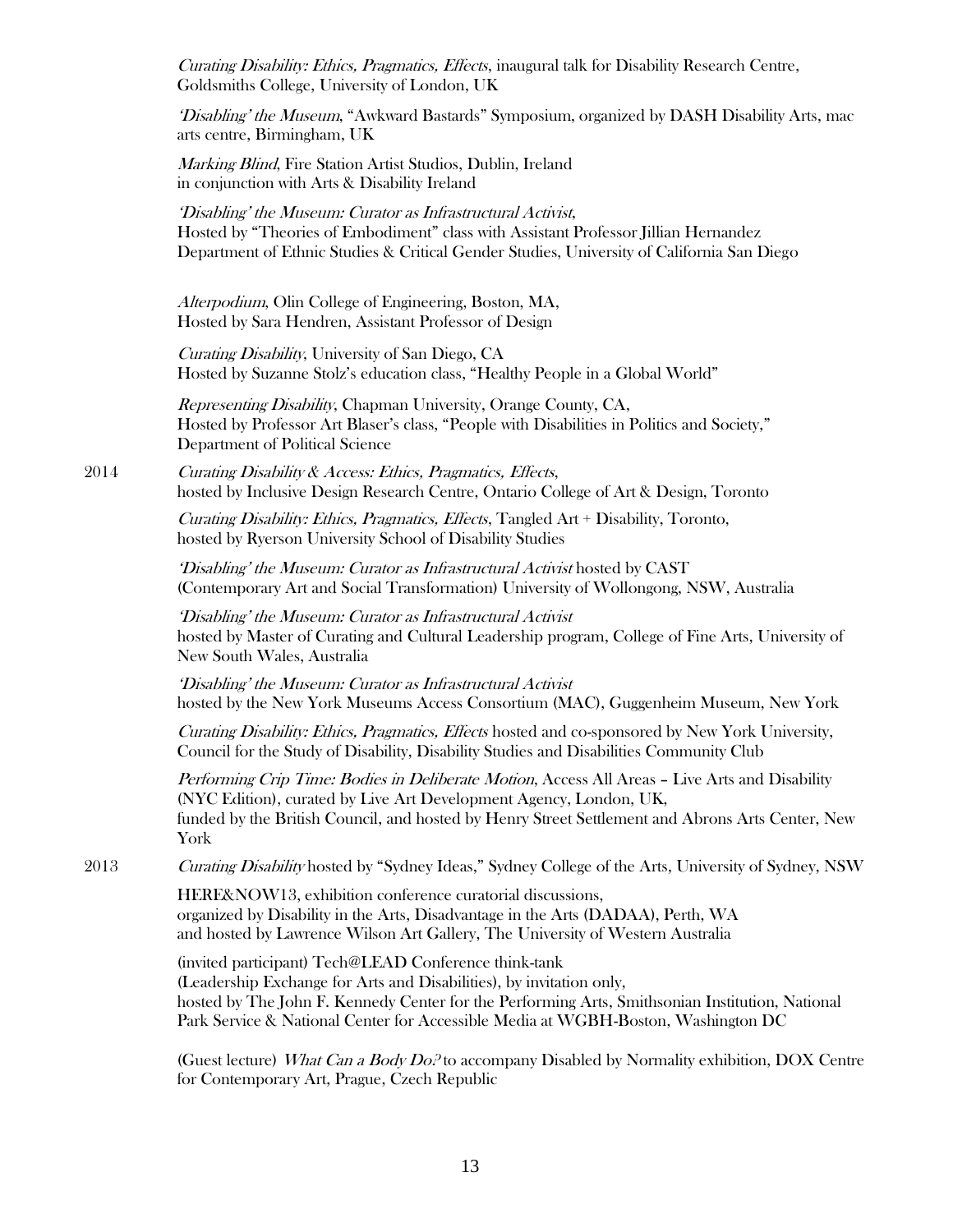*Curating Disability: Ethics, Pragmatics, Effects*, inaugural talk for Disability Research Centre, Goldsmiths College, University of London, UK

*'Disabling' the Museum*, "Awkward Bastards" Symposium, organized by DASH Disability Arts, mac arts centre, Birmingham, UK

*Marking Blind*, Fire Station Artist Studios, Dublin, Ireland
in conjunction with Arts & Disability Ireland

*'Disabling' the Museum: Curator as Infrastructural Activist*,
Hosted by "Theories of Embodiment" class with Assistant Professor Jillian Hernandez
Department of Ethnic Studies & Critical Gender Studies, University of California San Diego

*Alterpodium*, Olin College of Engineering, Boston, MA,
Hosted by Sara Hendren, Assistant Professor of Design

*Curating Disability*, University of San Diego, CA
Hosted by Suzanne Stolz's education class, "Healthy People in a Global World"

*Representing Disability*, Chapman University, Orange County, CA,
Hosted by Professor Art Blaser's class, "People with Disabilities in Politics and Society," Department of Political Science

2014 *Curating Disability & Access: Ethics, Pragmatics, Effects*,
hosted by Inclusive Design Research Centre, Ontario College of Art & Design, Toronto

*Curating Disability: Ethics, Pragmatics, Effects*, Tangled Art + Disability, Toronto,
hosted by Ryerson University School of Disability Studies

*'Disabling' the Museum: Curator as Infrastructural Activist* hosted by CAST
(Contemporary Art and Social Transformation) University of Wollongong, NSW, Australia

*'Disabling' the Museum: Curator as Infrastructural Activist*
hosted by Master of Curating and Cultural Leadership program, College of Fine Arts, University of New South Wales, Australia

*'Disabling' the Museum: Curator as Infrastructural Activist*
hosted by the New York Museums Access Consortium (MAC), Guggenheim Museum, New York

*Curating Disability: Ethics, Pragmatics, Effects* hosted and co-sponsored by New York University, Council for the Study of Disability, Disability Studies and Disabilities Community Club

*Performing Crip Time: Bodies in Deliberate Motion*, Access All Areas – Live Arts and Disability (NYC Edition), curated by Live Art Development Agency, London, UK,
funded by the British Council, and hosted by Henry Street Settlement and Abrons Arts Center, New York

2013 *Curating Disability* hosted by "Sydney Ideas," Sydney College of the Arts, University of Sydney, NSW

HERE&NOW13, exhibition conference curatorial discussions,
organized by Disability in the Arts, Disadvantage in the Arts (DADAA), Perth, WA
and hosted by Lawrence Wilson Art Gallery, The University of Western Australia

(invited participant) Tech@LEAD Conference think-tank
(Leadership Exchange for Arts and Disabilities), by invitation only,
hosted by The John F. Kennedy Center for the Performing Arts, Smithsonian Institution, National Park Service & National Center for Accessible Media at WGBH-Boston, Washington DC

(Guest lecture) *What Can a Body Do?* to accompany Disabled by Normality exhibition, DOX Centre for Contemporary Art, Prague, Czech Republic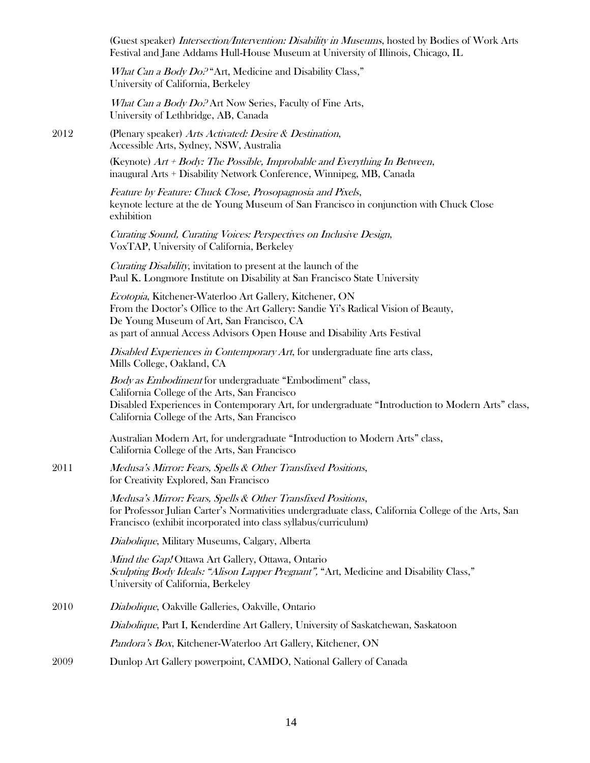(Guest speaker) *Intersection/Intervention: Disability in Museums*, hosted by Bodies of Work Arts Festival and Jane Addams Hull-House Museum at University of Illinois, Chicago, IL

*What Can a Body Do?* "Art, Medicine and Disability Class," University of California, Berkeley

*What Can a Body Do?* Art Now Series, Faculty of Fine Arts, University of Lethbridge, AB, Canada

2012 (Plenary speaker) *Arts Activated: Desire & Destination*, Accessible Arts, Sydney, NSW, Australia

(Keynote) *Art + Body: The Possible, Improbable and Everything In Between*, inaugural Arts + Disability Network Conference, Winnipeg, MB, Canada

*Feature by Feature: Chuck Close, Prosopagnosia and Pixels*, keynote lecture at the de Young Museum of San Francisco in conjunction with Chuck Close exhibition

*Curating Sound, Curating Voices: Perspectives on Inclusive Design*, VoxTAP, University of California, Berkeley

*Curating Disability*, invitation to present at the launch of the Paul K. Longmore Institute on Disability at San Francisco State University

*Ecotopia*, Kitchener-Waterloo Art Gallery, Kitchener, ON
From the Doctor's Office to the Art Gallery: Sandie Yi's Radical Vision of Beauty, De Young Museum of Art, San Francisco, CA
as part of annual Access Advisors Open House and Disability Arts Festival

*Disabled Experiences in Contemporary Art*, for undergraduate fine arts class, Mills College, Oakland, CA

*Body as Embodiment* for undergraduate "Embodiment" class, California College of the Arts, San Francisco
Disabled Experiences in Contemporary Art, for undergraduate "Introduction to Modern Arts" class, California College of the Arts, San Francisco

Australian Modern Art, for undergraduate "Introduction to Modern Arts" class, California College of the Arts, San Francisco

2011 *Medusa's Mirror: Fears, Spells & Other Transfixed Positions*, for Creativity Explored, San Francisco

*Medusa's Mirror: Fears, Spells & Other Transfixed Positions*, for Professor Julian Carter's Normativities undergraduate class, California College of the Arts, San Francisco (exhibit incorporated into class syllabus/curriculum)

*Diabolique*, Military Museums, Calgary, Alberta

*Mind the Gap!* Ottawa Art Gallery, Ottawa, Ontario
*Sculpting Body Ideals: "Alison Lapper Pregnant",* "Art, Medicine and Disability Class," University of California, Berkeley

2010 *Diabolique*, Oakville Galleries, Oakville, Ontario

*Diabolique*, Part I, Kenderdine Art Gallery, University of Saskatchewan, Saskatoon

*Pandora's Box*, Kitchener-Waterloo Art Gallery, Kitchener, ON

2009 Dunlop Art Gallery powerpoint, CAMDO, National Gallery of Canada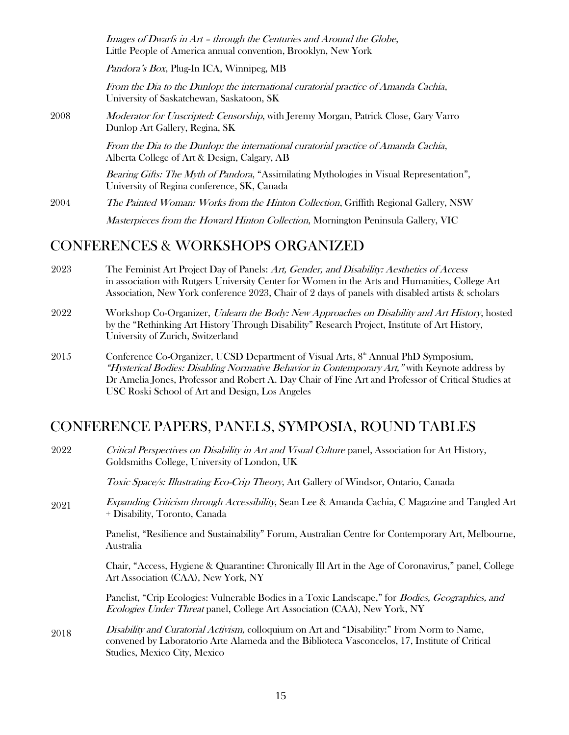*Images of Dwarfs in Art – through the Centuries and Around the Globe*, Little People of America annual convention, Brooklyn, New York

*Pandora's Box*, Plug-In ICA, Winnipeg, MB

*From the Dia to the Dunlop: the international curatorial practice of Amanda Cachia*, University of Saskatchewan, Saskatoon, SK

2008 — *Moderator for Unscripted: Censorship*, with Jeremy Morgan, Patrick Close, Gary Varro Dunlop Art Gallery, Regina, SK

*From the Dia to the Dunlop: the international curatorial practice of Amanda Cachia*, Alberta College of Art & Design, Calgary, AB

*Bearing Gifts: The Myth of Pandora*, "Assimilating Mythologies in Visual Representation", University of Regina conference, SK, Canada

2004 — *The Painted Woman: Works from the Hinton Collection*, Griffith Regional Gallery, NSW

*Masterpieces from the Howard Hinton Collection*, Mornington Peninsula Gallery, VIC

## CONFERENCES & WORKSHOPS ORGANIZED

2023 — The Feminist Art Project Day of Panels: *Art, Gender, and Disability: Aesthetics of Access* in association with Rutgers University Center for Women in the Arts and Humanities, College Art Association, New York conference 2023, Chair of 2 days of panels with disabled artists & scholars

2022 — Workshop Co-Organizer, *Unlearn the Body: New Approaches on Disability and Art History*, hosted by the "Rethinking Art History Through Disability" Research Project, Institute of Art History, University of Zurich, Switzerland

2015 — Conference Co-Organizer, UCSD Department of Visual Arts, 8th Annual PhD Symposium, *"Hysterical Bodies: Disabling Normative Behavior in Contemporary Art,"* with Keynote address by Dr Amelia Jones, Professor and Robert A. Day Chair of Fine Art and Professor of Critical Studies at USC Roski School of Art and Design, Los Angeles

## CONFERENCE PAPERS, PANELS, SYMPOSIA, ROUND TABLES

2022 — *Critical Perspectives on Disability in Art and Visual Culture* panel, Association for Art History, Goldsmiths College, University of London, UK

*Toxic Space/s: Illustrating Eco-Crip Theory*, Art Gallery of Windsor, Ontario, Canada

2021 — *Expanding Criticism through Accessibility*, Sean Lee & Amanda Cachia, C Magazine and Tangled Art + Disability, Toronto, Canada

Panelist, "Resilience and Sustainability" Forum, Australian Centre for Contemporary Art, Melbourne, Australia

Chair, "Access, Hygiene & Quarantine: Chronically Ill Art in the Age of Coronavirus," panel, College Art Association (CAA), New York, NY

Panelist, "Crip Ecologies: Vulnerable Bodies in a Toxic Landscape," for *Bodies, Geographies, and Ecologies Under Threat* panel, College Art Association (CAA), New York, NY

2018 — *Disability and Curatorial Activism,* colloquium on Art and "Disability:" From Norm to Name, convened by Laboratorio Arte Alameda and the Biblioteca Vasconcelos, 17, Institute of Critical Studies, Mexico City, Mexico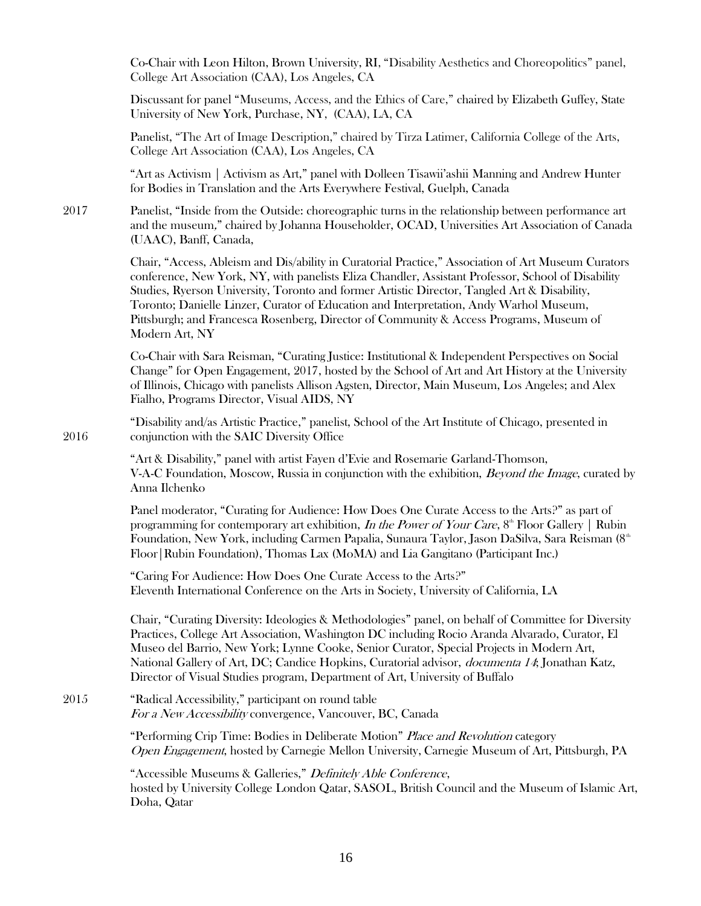Co-Chair with Leon Hilton, Brown University, RI, "Disability Aesthetics and Choreopolitics" panel, College Art Association (CAA), Los Angeles, CA

Discussant for panel "Museums, Access, and the Ethics of Care," chaired by Elizabeth Guffey, State University of New York, Purchase, NY, (CAA), LA, CA

Panelist, "The Art of Image Description," chaired by Tirza Latimer, California College of the Arts, College Art Association (CAA), Los Angeles, CA

"Art as Activism | Activism as Art," panel with Dolleen Tisawii'ashii Manning and Andrew Hunter for Bodies in Translation and the Arts Everywhere Festival, Guelph, Canada

2017 Panelist, "Inside from the Outside: choreographic turns in the relationship between performance art and the museum," chaired by Johanna Householder, OCAD, Universities Art Association of Canada (UAAC), Banff, Canada,

Chair, "Access, Ableism and Dis/ability in Curatorial Practice," Association of Art Museum Curators conference, New York, NY, with panelists Eliza Chandler, Assistant Professor, School of Disability Studies, Ryerson University, Toronto and former Artistic Director, Tangled Art & Disability, Toronto; Danielle Linzer, Curator of Education and Interpretation, Andy Warhol Museum, Pittsburgh; and Francesca Rosenberg, Director of Community & Access Programs, Museum of Modern Art, NY

Co-Chair with Sara Reisman, "Curating Justice: Institutional & Independent Perspectives on Social Change" for Open Engagement, 2017, hosted by the School of Art and Art History at the University of Illinois, Chicago with panelists Allison Agsten, Director, Main Museum, Los Angeles; and Alex Fialho, Programs Director, Visual AIDS, NY

2016 "Disability and/as Artistic Practice," panelist, School of the Art Institute of Chicago, presented in conjunction with the SAIC Diversity Office

"Art & Disability," panel with artist Fayen d'Evie and Rosemarie Garland-Thomson, V-A-C Foundation, Moscow, Russia in conjunction with the exhibition, *Beyond the Image*, curated by Anna Ilchenko

Panel moderator, "Curating for Audience: How Does One Curate Access to the Arts?" as part of programming for contemporary art exhibition, *In the Power of Your Care*, 8th Floor Gallery | Rubin Foundation, New York, including Carmen Papalia, Sunaura Taylor, Jason DaSilva, Sara Reisman (8th Floor|Rubin Foundation), Thomas Lax (MoMA) and Lia Gangitano (Participant Inc.)

"Caring For Audience: How Does One Curate Access to the Arts?"
Eleventh International Conference on the Arts in Society, University of California, LA

Chair, "Curating Diversity: Ideologies & Methodologies" panel, on behalf of Committee for Diversity Practices, College Art Association, Washington DC including Rocio Aranda Alvarado, Curator, El Museo del Barrio, New York; Lynne Cooke, Senior Curator, Special Projects in Modern Art, National Gallery of Art, DC; Candice Hopkins, Curatorial advisor, *documenta 14*; Jonathan Katz, Director of Visual Studies program, Department of Art, University of Buffalo

2015 "Radical Accessibility," participant on round table
*For a New Accessibility* convergence, Vancouver, BC, Canada

"Performing Crip Time: Bodies in Deliberate Motion" *Place and Revolution* category
*Open Engagement*, hosted by Carnegie Mellon University, Carnegie Museum of Art, Pittsburgh, PA

"Accessible Museums & Galleries," *Definitely Able Conference*,
hosted by University College London Qatar, SASOL, British Council and the Museum of Islamic Art, Doha, Qatar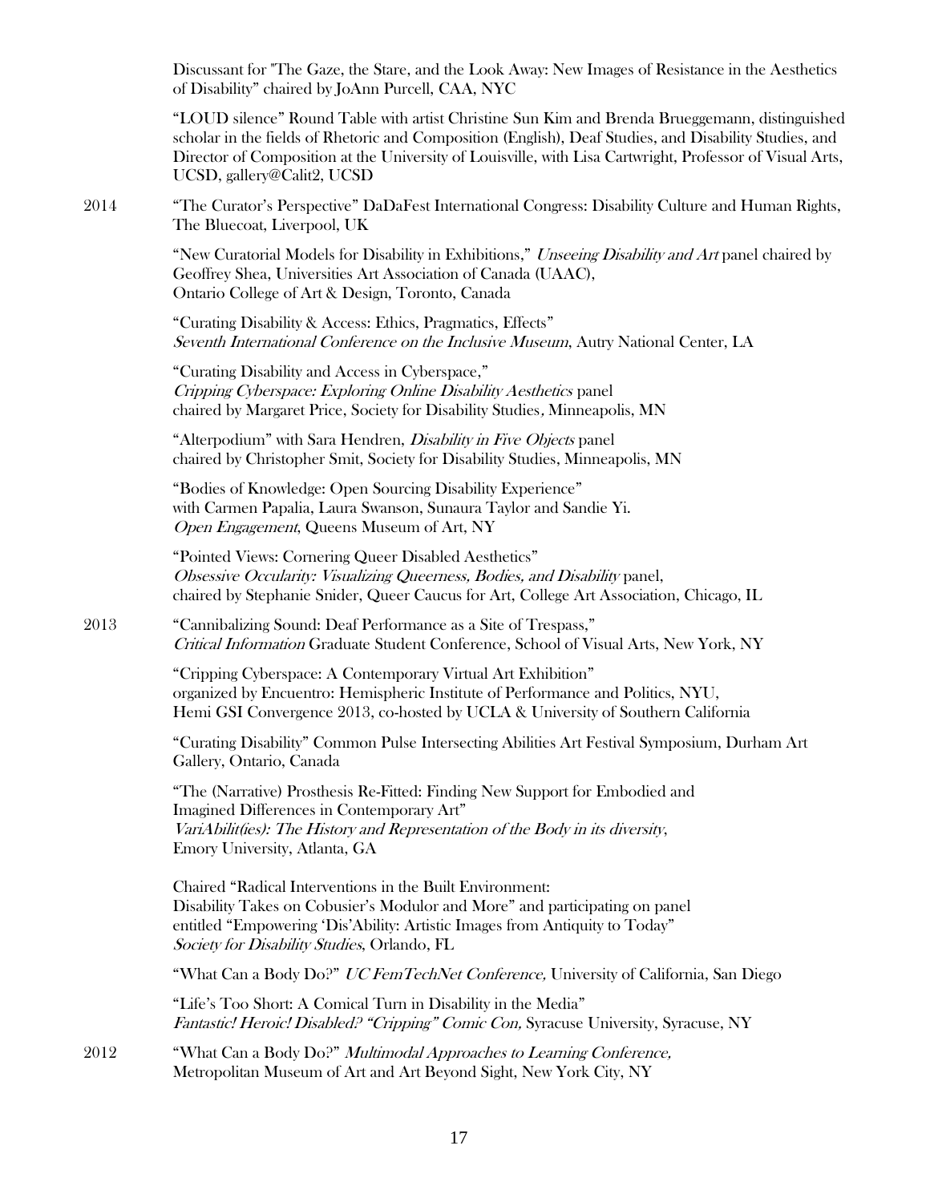Discussant for "The Gaze, the Stare, and the Look Away: New Images of Resistance in the Aesthetics of Disability" chaired by JoAnn Purcell, CAA, NYC

"LOUD silence" Round Table with artist Christine Sun Kim and Brenda Brueggemann, distinguished scholar in the fields of Rhetoric and Composition (English), Deaf Studies, and Disability Studies, and Director of Composition at the University of Louisville, with Lisa Cartwright, Professor of Visual Arts, UCSD, gallery@Calit2, UCSD

2014 "The Curator's Perspective" DaDaFest International Congress: Disability Culture and Human Rights, The Bluecoat, Liverpool, UK

"New Curatorial Models for Disability in Exhibitions," *Unseeing Disability and Art* panel chaired by Geoffrey Shea, Universities Art Association of Canada (UAAC), Ontario College of Art & Design, Toronto, Canada

"Curating Disability & Access: Ethics, Pragmatics, Effects" *Seventh International Conference on the Inclusive Museum*, Autry National Center, LA

"Curating Disability and Access in Cyberspace," *Cripping Cyberspace: Exploring Online Disability Aesthetics* panel chaired by Margaret Price, Society for Disability Studies, Minneapolis, MN

"Alterpodium" with Sara Hendren, *Disability in Five Objects* panel chaired by Christopher Smit, Society for Disability Studies, Minneapolis, MN

"Bodies of Knowledge: Open Sourcing Disability Experience" with Carmen Papalia, Laura Swanson, Sunaura Taylor and Sandie Yi. *Open Engagement*, Queens Museum of Art, NY

"Pointed Views: Cornering Queer Disabled Aesthetics" *Obsessive Occularity: Visualizing Queerness, Bodies, and Disability* panel, chaired by Stephanie Snider, Queer Caucus for Art, College Art Association, Chicago, IL

2013 "Cannibalizing Sound: Deaf Performance as a Site of Trespass," *Critical Information* Graduate Student Conference, School of Visual Arts, New York, NY

"Cripping Cyberspace: A Contemporary Virtual Art Exhibition" organized by Encuentro: Hemispheric Institute of Performance and Politics, NYU, Hemi GSI Convergence 2013, co-hosted by UCLA & University of Southern California

"Curating Disability" Common Pulse Intersecting Abilities Art Festival Symposium, Durham Art Gallery, Ontario, Canada

"The (Narrative) Prosthesis Re-Fitted: Finding New Support for Embodied and Imagined Differences in Contemporary Art" *VariAbilit(ies): The History and Representation of the Body in its diversity*, Emory University, Atlanta, GA

Chaired "Radical Interventions in the Built Environment: Disability Takes on Cobusier's Modulor and More" and participating on panel entitled "Empowering 'Dis'Ability: Artistic Images from Antiquity to Today" *Society for Disability Studies*, Orlando, FL

"What Can a Body Do?" *UC FemTechNet Conference,* University of California, San Diego

"Life's Too Short: A Comical Turn in Disability in the Media" *Fantastic! Heroic! Disabled? "Cripping" Comic Con,* Syracuse University, Syracuse, NY

2012 "What Can a Body Do?" *Multimodal Approaches to Learning Conference,* Metropolitan Museum of Art and Art Beyond Sight, New York City, NY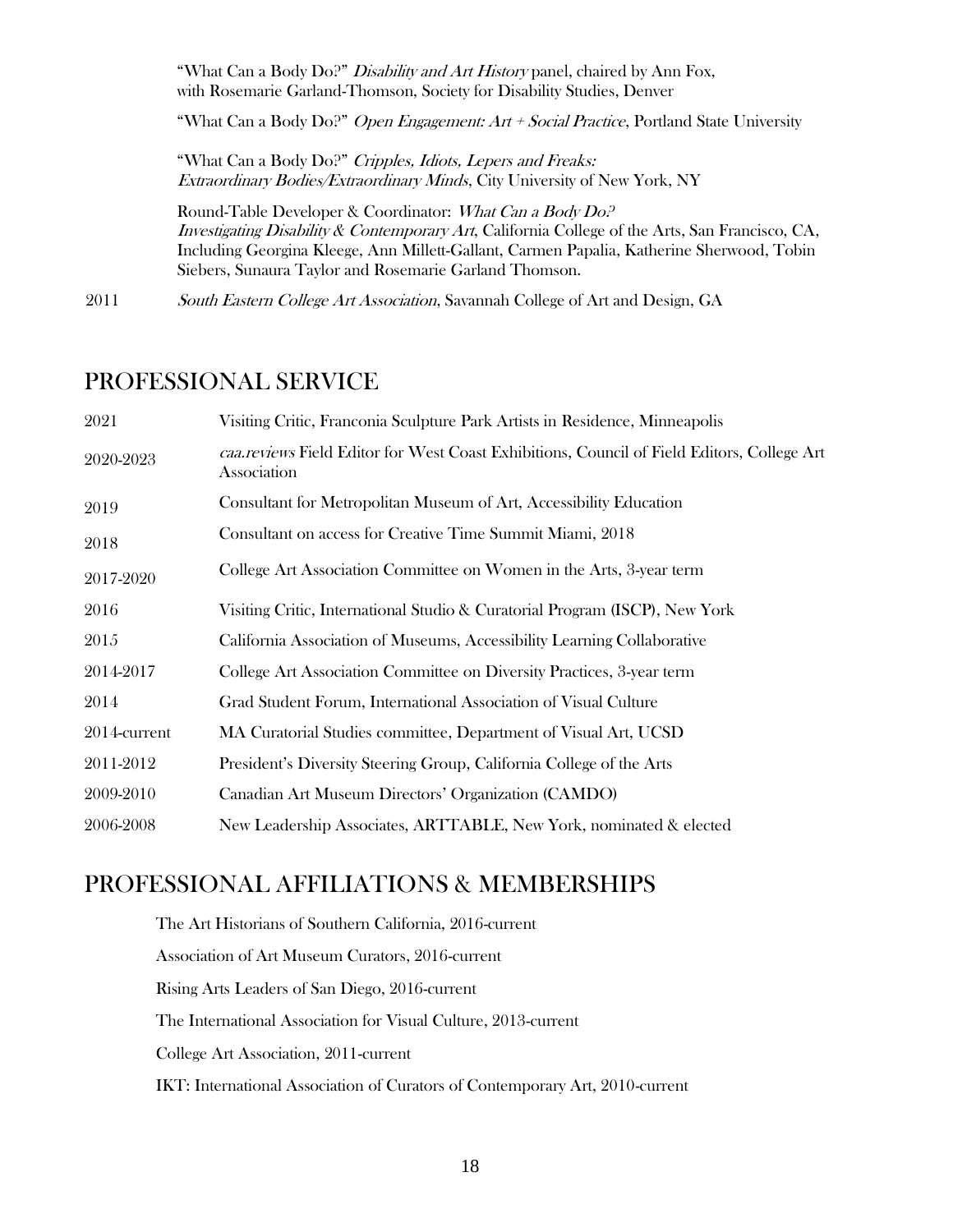"What Can a Body Do?" *Disability and Art History* panel, chaired by Ann Fox, with Rosemarie Garland-Thomson, Society for Disability Studies, Denver

"What Can a Body Do?" *Open Engagement: Art + Social Practice*, Portland State University

"What Can a Body Do?" *Cripples, Idiots, Lepers and Freaks: Extraordinary Bodies/Extraordinary Minds*, City University of New York, NY

Round-Table Developer & Coordinator: *What Can a Body Do? Investigating Disability & Contemporary Art*, California College of the Arts, San Francisco, CA, Including Georgina Kleege, Ann Millett-Gallant, Carmen Papalia, Katherine Sherwood, Tobin Siebers, Sunaura Taylor and Rosemarie Garland Thomson.

2011 *South Eastern College Art Association,* Savannah College of Art and Design, GA

## PROFESSIONAL SERVICE

| | |
|---|---|
| 2021 | Visiting Critic, Franconia Sculpture Park Artists in Residence, Minneapolis |
| 2020-2023 | *caa.reviews* Field Editor for West Coast Exhibitions, Council of Field Editors, College Art Association |
| 2019 | Consultant for Metropolitan Museum of Art, Accessibility Education |
| 2018 | Consultant on access for Creative Time Summit Miami, 2018 |
| 2017-2020 | College Art Association Committee on Women in the Arts, 3-year term |
| 2016 | Visiting Critic, International Studio & Curatorial Program (ISCP), New York |
| 2015 | California Association of Museums, Accessibility Learning Collaborative |
| 2014-2017 | College Art Association Committee on Diversity Practices, 3-year term |
| 2014 | Grad Student Forum, International Association of Visual Culture |
| 2014-current | MA Curatorial Studies committee, Department of Visual Art, UCSD |
| 2011-2012 | President's Diversity Steering Group, California College of the Arts |
| 2009-2010 | Canadian Art Museum Directors' Organization (CAMDO) |
| 2006-2008 | New Leadership Associates, ARTTABLE, New York, nominated & elected |

## PROFESSIONAL AFFILIATIONS & MEMBERSHIPS

The Art Historians of Southern California, 2016-current

Association of Art Museum Curators, 2016-current

Rising Arts Leaders of San Diego, 2016-current

The International Association for Visual Culture, 2013-current

College Art Association, 2011-current

IKT: International Association of Curators of Contemporary Art, 2010-current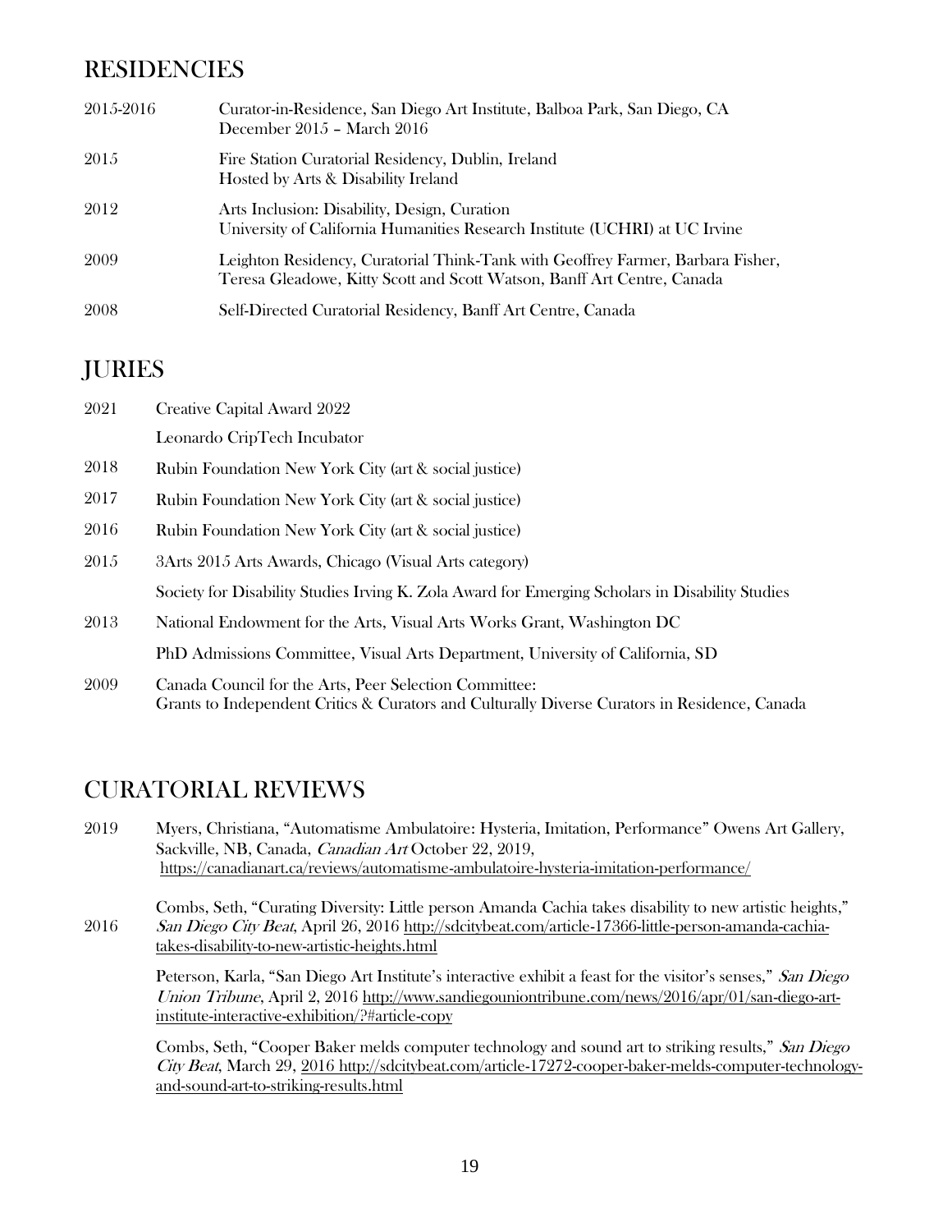## RESIDENCIES

2015-2016 Curator-in-Residence, San Diego Art Institute, Balboa Park, San Diego, CA
December 2015 – March 2016

2015 Fire Station Curatorial Residency, Dublin, Ireland
Hosted by Arts & Disability Ireland

2012 Arts Inclusion: Disability, Design, Curation
University of California Humanities Research Institute (UCHRI) at UC Irvine

2009 Leighton Residency, Curatorial Think-Tank with Geoffrey Farmer, Barbara Fisher, Teresa Gleadowe, Kitty Scott and Scott Watson, Banff Art Centre, Canada

2008 Self-Directed Curatorial Residency, Banff Art Centre, Canada

## JURIES

2021 Creative Capital Award 2022

Leonardo CripTech Incubator

2018 Rubin Foundation New York City (art & social justice)

2017 Rubin Foundation New York City (art & social justice)

2016 Rubin Foundation New York City (art & social justice)

2015 3Arts 2015 Arts Awards, Chicago (Visual Arts category)

Society for Disability Studies Irving K. Zola Award for Emerging Scholars in Disability Studies

2013 National Endowment for the Arts, Visual Arts Works Grant, Washington DC

PhD Admissions Committee, Visual Arts Department, University of California, SD

2009 Canada Council for the Arts, Peer Selection Committee:
Grants to Independent Critics & Curators and Culturally Diverse Curators in Residence, Canada

## CURATORIAL REVIEWS

2019 Myers, Christiana, "Automatisme Ambulatoire: Hysteria, Imitation, Performance" Owens Art Gallery, Sackville, NB, Canada, *Canadian Art* October 22, 2019, https://canadianart.ca/reviews/automatisme-ambulatoire-hysteria-imitation-performance/

2016 Combs, Seth, "Curating Diversity: Little person Amanda Cachia takes disability to new artistic heights," *San Diego City Beat*, April 26, 2016 http://sdcitybeat.com/article-17366-little-person-amanda-cachia-takes-disability-to-new-artistic-heights.html

Peterson, Karla, "San Diego Art Institute's interactive exhibit a feast for the visitor's senses," *San Diego Union Tribune*, April 2, 2016 http://www.sandiegouniontribune.com/news/2016/apr/01/san-diego-art-institute-interactive-exhibition/?#article-copy

Combs, Seth, "Cooper Baker melds computer technology and sound art to striking results," *San Diego City Beat*, March 29, 2016 http://sdcitybeat.com/article-17272-cooper-baker-melds-computer-technology-and-sound-art-to-striking-results.html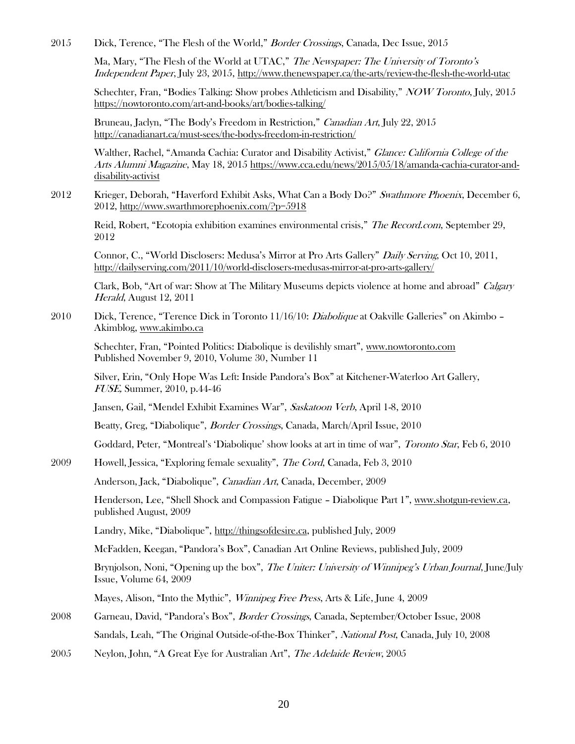2015 Dick, Terence, "The Flesh of the World," *Border Crossings*, Canada, Dec Issue, 2015

Ma, Mary, "The Flesh of the World at UTAC," *The Newspaper: The University of Toronto's Independent Paper*, July 23, 2015, http://www.thenewspaper.ca/the-arts/review-the-flesh-the-world-utac

Schechter, Fran, "Bodies Talking: Show probes Athleticism and Disability," *NOW Toronto*, July, 2015 https://nowtoronto.com/art-and-books/art/bodies-talking/

Bruneau, Jaclyn, "The Body's Freedom in Restriction," *Canadian Art*, July 22, 2015 http://canadianart.ca/must-sees/the-bodys-freedom-in-restriction/

Walther, Rachel, "Amanda Cachia: Curator and Disability Activist," *Glance: California College of the Arts Alumni Magazine*, May 18, 2015 https://www.cca.edu/news/2015/05/18/amanda-cachia-curator-and-disability-activist

2012 Krieger, Deborah, "Haverford Exhibit Asks, What Can a Body Do?" *Swathmore Phoenix*, December 6, 2012, http://www.swarthmorephoenix.com/?p=5918

Reid, Robert, "Ecotopia exhibition examines environmental crisis," *The Record.com*, September 29, 2012

Connor, C., "World Disclosers: Medusa's Mirror at Pro Arts Gallery" *Daily Serving*, Oct 10, 2011, http://dailyserving.com/2011/10/world-disclosers-medusas-mirror-at-pro-arts-gallery/

Clark, Bob, "Art of war: Show at The Military Museums depicts violence at home and abroad" *Calgary Herald*, August 12, 2011

2010 Dick, Terence, "Terence Dick in Toronto 11/16/10: *Diabolique* at Oakville Galleries" on Akimbo – Akimblog, www.akimbo.ca

Schechter, Fran, "Pointed Politics: Diabolique is devilishly smart", www.nowtoronto.com Published November 9, 2010, Volume 30, Number 11

Silver, Erin, "Only Hope Was Left: Inside Pandora's Box" at Kitchener-Waterloo Art Gallery, *FUSE*, Summer, 2010, p.44-46

Jansen, Gail, "Mendel Exhibit Examines War", *Saskatoon Verb*, April 1-8, 2010

Beatty, Greg, "Diabolique", *Border Crossings*, Canada, March/April Issue, 2010

Goddard, Peter, "Montreal's 'Diabolique' show looks at art in time of war", *Toronto Star*, Feb 6, 2010

2009 Howell, Jessica, "Exploring female sexuality", *The Cord*, Canada, Feb 3, 2010

Anderson, Jack, "Diabolique", *Canadian Art*, Canada, December, 2009

Henderson, Lee, "Shell Shock and Compassion Fatigue – Diabolique Part 1", www.shotgun-review.ca, published August, 2009

Landry, Mike, "Diabolique", http://thingsofdesire.ca, published July, 2009

McFadden, Keegan, "Pandora's Box", Canadian Art Online Reviews, published July, 2009

Brynjolson, Noni, "Opening up the box", *The Uniter: University of Winnipeg's Urban Journal*, June/July Issue, Volume 64, 2009

Mayes, Alison, "Into the Mythic", *Winnipeg Free Press*, Arts & Life, June 4, 2009

2008 Garneau, David, "Pandora's Box", *Border Crossings*, Canada, September/October Issue, 2008

Sandals, Leah, "The Original Outside-of-the-Box Thinker", *National Post*, Canada, July 10, 2008

2005 Neylon, John, "A Great Eye for Australian Art", *The Adelaide Review*, 2005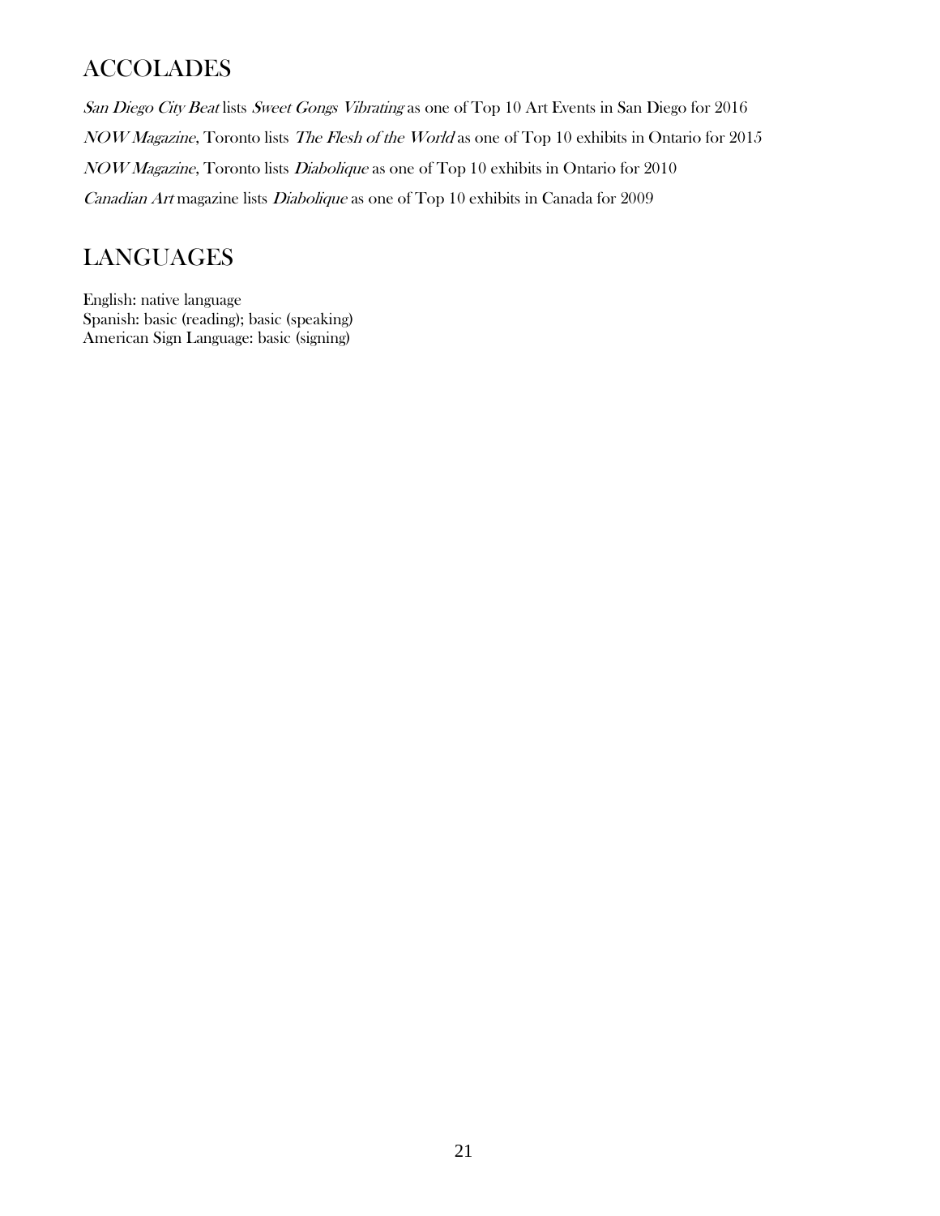## ACCOLADES

*San Diego City Beat* lists *Sweet Gongs Vibrating* as one of Top 10 Art Events in San Diego for 2016

*NOW Magazine*, Toronto lists *The Flesh of the World* as one of Top 10 exhibits in Ontario for 2015

*NOW Magazine*, Toronto lists *Diabolique* as one of Top 10 exhibits in Ontario for 2010

*Canadian Art* magazine lists *Diabolique* as one of Top 10 exhibits in Canada for 2009

## LANGUAGES

English: native language
Spanish: basic (reading); basic (speaking)
American Sign Language: basic (signing)